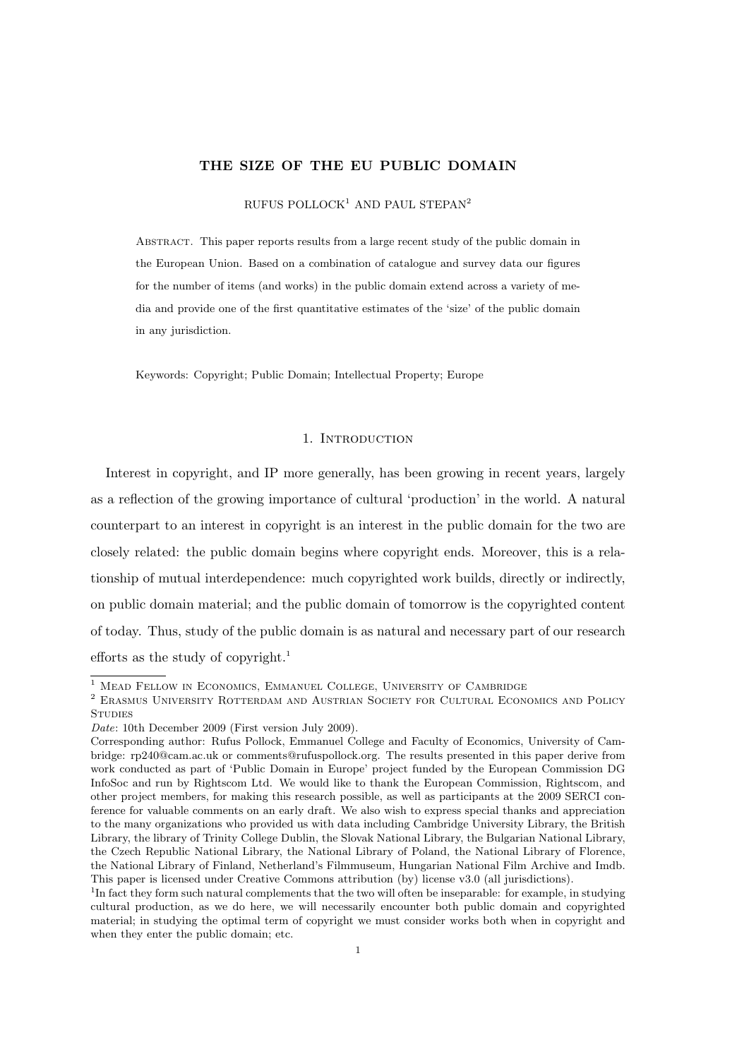# THE SIZE OF THE EU PUBLIC DOMAIN

RUFUS POLLOCK[1] AND PAUL STEPAN[2]

Abstract. This paper reports results from a large recent study of the public domain in the European Union. Based on a combination of catalogue and survey data our figures for the number of items (and works) in the public domain extend across a variety of media and provide one of the first quantitative estimates of the 'size' of the public domain in any jurisdiction.

Keywords: Copyright; Public Domain; Intellectual Property; Europe

## 1. Introduction

Interest in copyright, and IP more generally, has been growing in recent years, largely as a reflection of the growing importance of cultural 'production' in the world. A natural counterpart to an interest in copyright is an interest in the public domain for the two are closely related: the public domain begins where copyright ends. Moreover, this is a relationship of mutual interdependence: much copyrighted work builds, directly or indirectly, on public domain material; and the public domain of tomorrow is the copyrighted content of today. Thus, study of the public domain is as natural and necessary part of our research efforts as the study of copyright.[1]

---

[1] Mead Fellow in Economics, Emmanuel College, University of Cambridge

[2] Erasmus University Rotterdam and Austrian Society for Cultural Economics and Policy Studies

*Date*: 10th December 2009 (First version July 2009).

Corresponding author: Rufus Pollock, Emmanuel College and Faculty of Economics, University of Cambridge: rp240@cam.ac.uk or comments@rufuspollock.org. The results presented in this paper derive from work conducted as part of 'Public Domain in Europe' project funded by the European Commission DG InfoSoc and run by Rightscom Ltd. We would like to thank the European Commission, Rightscom, and other project members, for making this research possible, as well as participants at the 2009 SERCI conference for valuable comments on an early draft. We also wish to express special thanks and appreciation to the many organizations who provided us with data including Cambridge University Library, the British Library, the library of Trinity College Dublin, the Slovak National Library, the Bulgarian National Library, the Czech Republic National Library, the National Library of Poland, the National Library of Florence, the National Library of Finland, Netherland's Filmmuseum, Hungarian National Film Archive and Imdb. This paper is licensed under Creative Commons attribution (by) license v3.0 (all jurisdictions).

[1] In fact they form such natural complements that the two will often be inseparable: for example, in studying cultural production, as we do here, we will necessarily encounter both public domain and copyrighted material; in studying the optimal term of copyright we must consider works both when in copyright and when they enter the public domain; etc.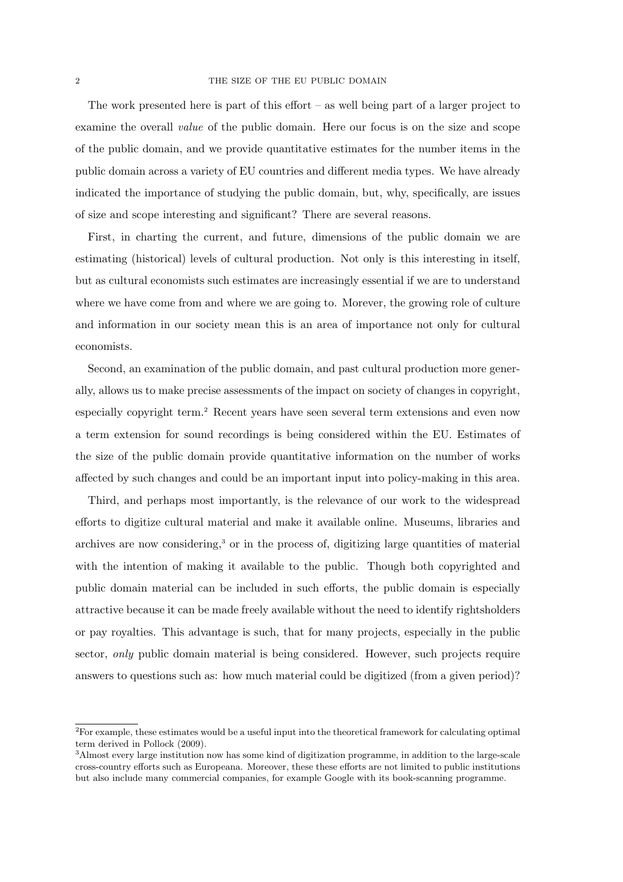The work presented here is part of this effort – as well being part of a larger project to examine the overall *value* of the public domain. Here our focus is on the size and scope of the public domain, and we provide quantitative estimates for the number items in the public domain across a variety of EU countries and different media types. We have already indicated the importance of studying the public domain, but, why, specifically, are issues of size and scope interesting and significant? There are several reasons.

First, in charting the current, and future, dimensions of the public domain we are estimating (historical) levels of cultural production. Not only is this interesting in itself, but as cultural economists such estimates are increasingly essential if we are to understand where we have come from and where we are going to. Morever, the growing role of culture and information in our society mean this is an area of importance not only for cultural economists.

Second, an examination of the public domain, and past cultural production more generally, allows us to make precise assessments of the impact on society of changes in copyright, especially copyright term.[2] Recent years have seen several term extensions and even now a term extension for sound recordings is being considered within the EU. Estimates of the size of the public domain provide quantitative information on the number of works affected by such changes and could be an important input into policy-making in this area.

Third, and perhaps most importantly, is the relevance of our work to the widespread efforts to digitize cultural material and make it available online. Museums, libraries and archives are now considering,[3] or in the process of, digitizing large quantities of material with the intention of making it available to the public. Though both copyrighted and public domain material can be included in such efforts, the public domain is especially attractive because it can be made freely available without the need to identify rightsholders or pay royalties. This advantage is such, that for many projects, especially in the public sector, *only* public domain material is being considered. However, such projects require answers to questions such as: how much material could be digitized (from a given period)?

[2]For example, these estimates would be a useful input into the theoretical framework for calculating optimal term derived in Pollock (2009).

[3]Almost every large institution now has some kind of digitization programme, in addition to the large-scale cross-country efforts such as Europeana. Moreover, these these efforts are not limited to public institutions but also include many commercial companies, for example Google with its book-scanning programme.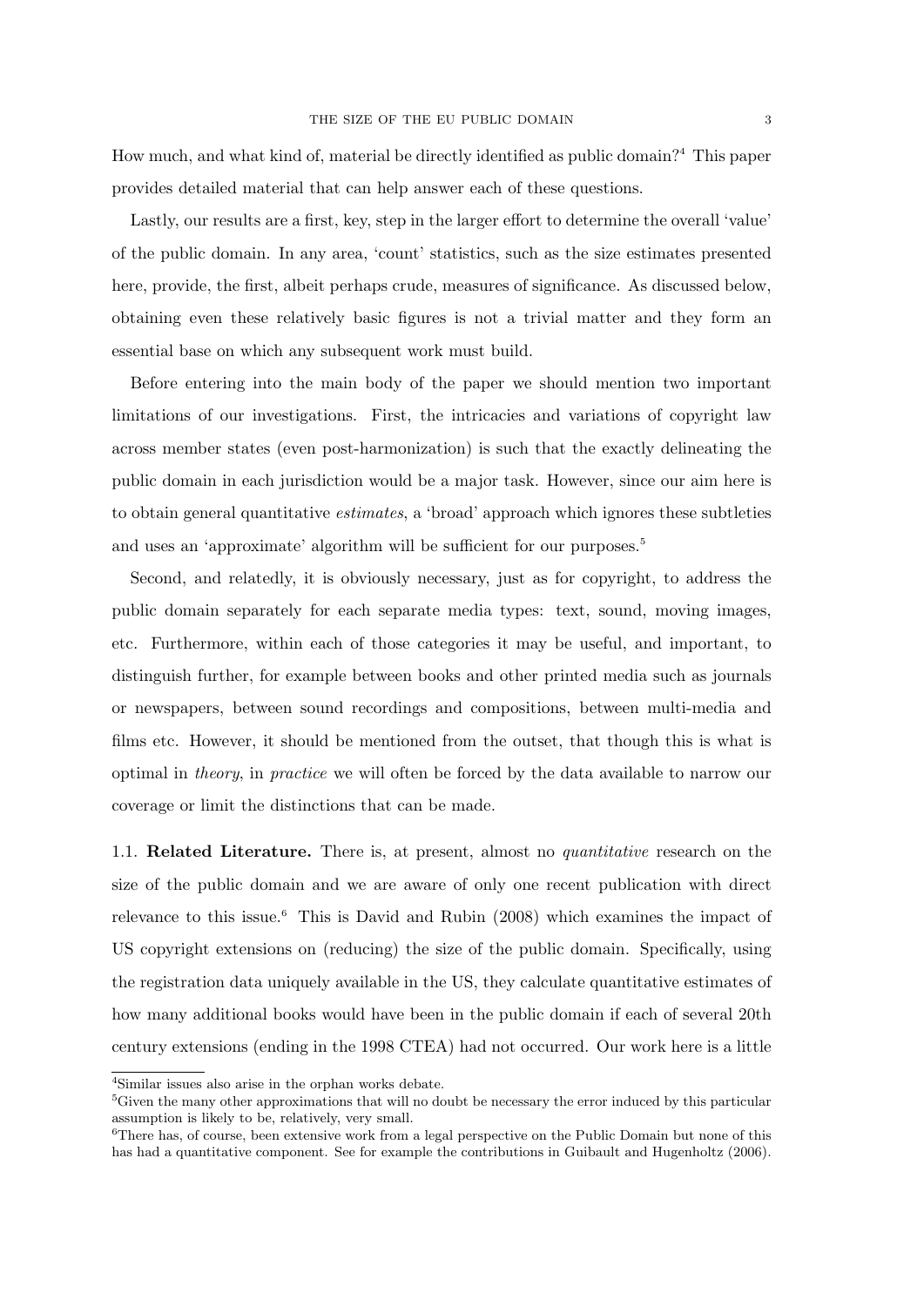How much, and what kind of, material be directly identified as public domain?[4] This paper provides detailed material that can help answer each of these questions.

Lastly, our results are a first, key, step in the larger effort to determine the overall 'value' of the public domain. In any area, 'count' statistics, such as the size estimates presented here, provide, the first, albeit perhaps crude, measures of significance. As discussed below, obtaining even these relatively basic figures is not a trivial matter and they form an essential base on which any subsequent work must build.

Before entering into the main body of the paper we should mention two important limitations of our investigations. First, the intricacies and variations of copyright law across member states (even post-harmonization) is such that the exactly delineating the public domain in each jurisdiction would be a major task. However, since our aim here is to obtain general quantitative *estimates*, a 'broad' approach which ignores these subtleties and uses an 'approximate' algorithm will be sufficient for our purposes.[5]

Second, and relatedly, it is obviously necessary, just as for copyright, to address the public domain separately for each separate media types: text, sound, moving images, etc. Furthermore, within each of those categories it may be useful, and important, to distinguish further, for example between books and other printed media such as journals or newspapers, between sound recordings and compositions, between multi-media and films etc. However, it should be mentioned from the outset, that though this is what is optimal in *theory*, in *practice* we will often be forced by the data available to narrow our coverage or limit the distinctions that can be made.

### 1.1. Related Literature.

There is, at present, almost no *quantitative* research on the size of the public domain and we are aware of only one recent publication with direct relevance to this issue.[6] This is David and Rubin (2008) which examines the impact of US copyright extensions on (reducing) the size of the public domain. Specifically, using the registration data uniquely available in the US, they calculate quantitative estimates of how many additional books would have been in the public domain if each of several 20th century extensions (ending in the 1998 CTEA) had not occurred. Our work here is a little

---

[4] Similar issues also arise in the orphan works debate.

[5] Given the many other approximations that will no doubt be necessary the error induced by this particular assumption is likely to be, relatively, very small.

[6] There has, of course, been extensive work from a legal perspective on the Public Domain but none of this has had a quantitative component. See for example the contributions in Guibault and Hugenholtz (2006).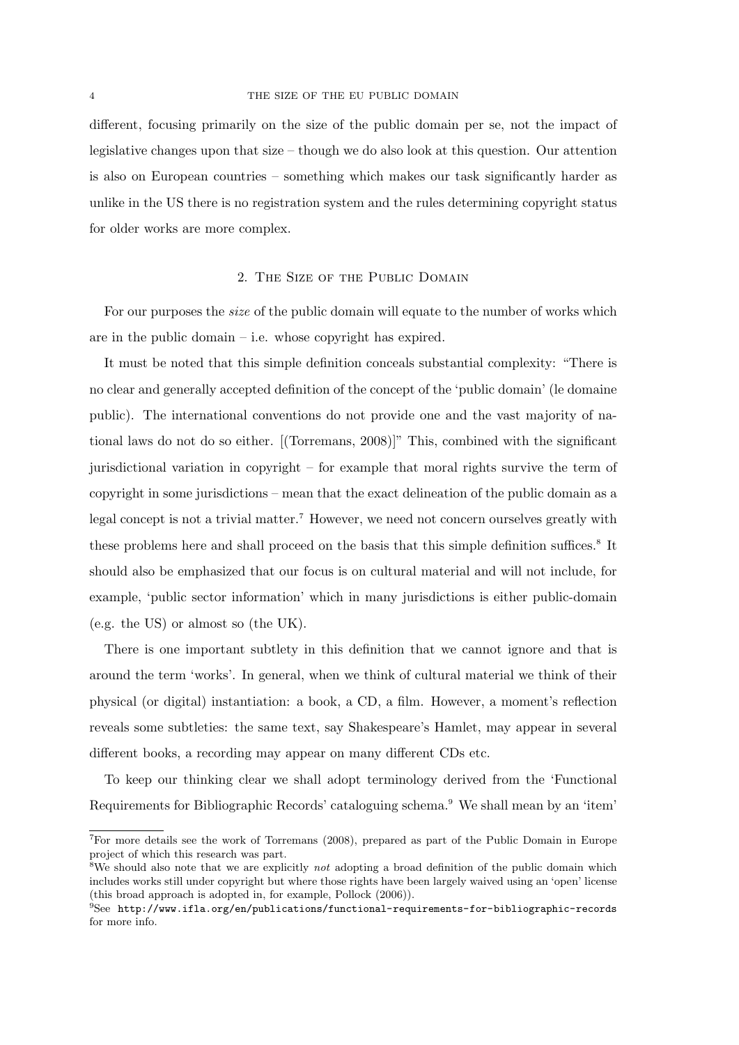different, focusing primarily on the size of the public domain per se, not the impact of legislative changes upon that size – though we do also look at this question. Our attention is also on European countries – something which makes our task significantly harder as unlike in the US there is no registration system and the rules determining copyright status for older works are more complex.

## 2. The Size of the Public Domain

For our purposes the *size* of the public domain will equate to the number of works which are in the public domain – i.e. whose copyright has expired.

It must be noted that this simple definition conceals substantial complexity: "There is no clear and generally accepted definition of the concept of the 'public domain' (le domaine public). The international conventions do not provide one and the vast majority of national laws do not do so either. [(Torremans, 2008)]" This, combined with the significant jurisdictional variation in copyright – for example that moral rights survive the term of copyright in some jurisdictions – mean that the exact delineation of the public domain as a legal concept is not a trivial matter.[7] However, we need not concern ourselves greatly with these problems here and shall proceed on the basis that this simple definition suffices.[8] It should also be emphasized that our focus is on cultural material and will not include, for example, 'public sector information' which in many jurisdictions is either public-domain (e.g. the US) or almost so (the UK).

There is one important subtlety in this definition that we cannot ignore and that is around the term 'works'. In general, when we think of cultural material we think of their physical (or digital) instantiation: a book, a CD, a film. However, a moment's reflection reveals some subtleties: the same text, say Shakespeare's Hamlet, may appear in several different books, a recording may appear on many different CDs etc.

To keep our thinking clear we shall adopt terminology derived from the 'Functional Requirements for Bibliographic Records' cataloguing schema.[9] We shall mean by an 'item'

---

[7] For more details see the work of Torremans (2008), prepared as part of the Public Domain in Europe project of which this research was part.

[8] We should also note that we are explicitly *not* adopting a broad definition of the public domain which includes works still under copyright but where those rights have been largely waived using an 'open' license (this broad approach is adopted in, for example, Pollock (2006)).

[9] See `http://www.ifla.org/en/publications/functional-requirements-for-bibliographic-records` for more info.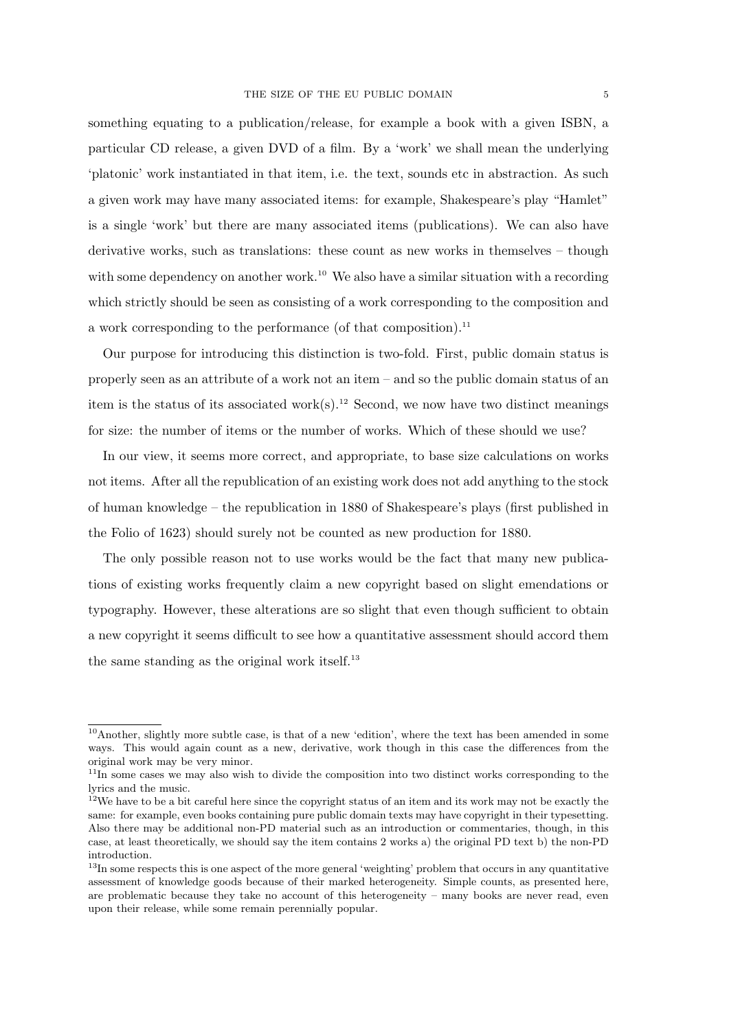something equating to a publication/release, for example a book with a given ISBN, a particular CD release, a given DVD of a film. By a 'work' we shall mean the underlying 'platonic' work instantiated in that item, i.e. the text, sounds etc in abstraction. As such a given work may have many associated items: for example, Shakespeare's play "Hamlet" is a single 'work' but there are many associated items (publications). We can also have derivative works, such as translations: these count as new works in themselves – though with some dependency on another work.[10] We also have a similar situation with a recording which strictly should be seen as consisting of a work corresponding to the composition and a work corresponding to the performance (of that composition).[11]

Our purpose for introducing this distinction is two-fold. First, public domain status is properly seen as an attribute of a work not an item – and so the public domain status of an item is the status of its associated work(s).[12] Second, we now have two distinct meanings for size: the number of items or the number of works. Which of these should we use?

In our view, it seems more correct, and appropriate, to base size calculations on works not items. After all the republication of an existing work does not add anything to the stock of human knowledge – the republication in 1880 of Shakespeare's plays (first published in the Folio of 1623) should surely not be counted as new production for 1880.

The only possible reason not to use works would be the fact that many new publications of existing works frequently claim a new copyright based on slight emendations or typography. However, these alterations are so slight that even though sufficient to obtain a new copyright it seems difficult to see how a quantitative assessment should accord them the same standing as the original work itself.[13]

---

[10] Another, slightly more subtle case, is that of a new 'edition', where the text has been amended in some ways. This would again count as a new, derivative, work though in this case the differences from the original work may be very minor.

[11] In some cases we may also wish to divide the composition into two distinct works corresponding to the lyrics and the music.

[12] We have to be a bit careful here since the copyright status of an item and its work may not be exactly the same: for example, even books containing pure public domain texts may have copyright in their typesetting. Also there may be additional non-PD material such as an introduction or commentaries, though, in this case, at least theoretically, we should say the item contains 2 works a) the original PD text b) the non-PD introduction.

[13] In some respects this is one aspect of the more general 'weighting' problem that occurs in any quantitative assessment of knowledge goods because of their marked heterogeneity. Simple counts, as presented here, are problematic because they take no account of this heterogeneity – many books are never read, even upon their release, while some remain perennially popular.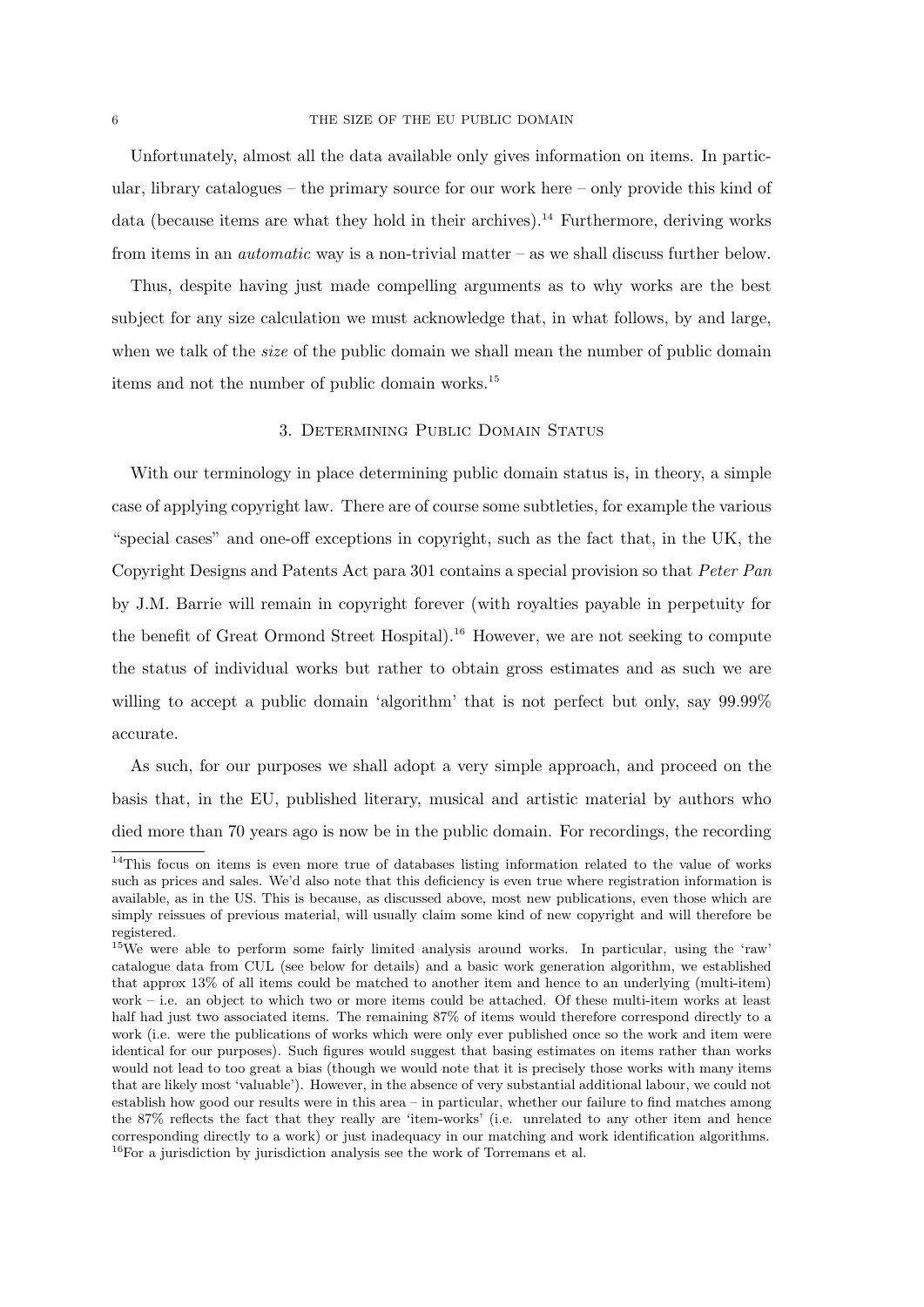Unfortunately, almost all the data available only gives information on items. In particular, library catalogues – the primary source for our work here – only provide this kind of data (because items are what they hold in their archives).[14] Furthermore, deriving works from items in an *automatic* way is a non-trivial matter – as we shall discuss further below.

Thus, despite having just made compelling arguments as to why works are the best subject for any size calculation we must acknowledge that, in what follows, by and large, when we talk of the *size* of the public domain we shall mean the number of public domain items and not the number of public domain works.[15]

## 3. Determining Public Domain Status

With our terminology in place determining public domain status is, in theory, a simple case of applying copyright law. There are of course some subtleties, for example the various "special cases" and one-off exceptions in copyright, such as the fact that, in the UK, the Copyright Designs and Patents Act para 301 contains a special provision so that *Peter Pan* by J.M. Barrie will remain in copyright forever (with royalties payable in perpetuity for the benefit of Great Ormond Street Hospital).[16] However, we are not seeking to compute the status of individual works but rather to obtain gross estimates and as such we are willing to accept a public domain 'algorithm' that is not perfect but only, say 99.99% accurate.

As such, for our purposes we shall adopt a very simple approach, and proceed on the basis that, in the EU, published literary, musical and artistic material by authors who died more than 70 years ago is now be in the public domain. For recordings, the recording

---

[14] This focus on items is even more true of databases listing information related to the value of works such as prices and sales. We'd also note that this deficiency is even true where registration information is available, as in the US. This is because, as discussed above, most new publications, even those which are simply reissues of previous material, will usually claim some kind of new copyright and will therefore be registered.

[15] We were able to perform some fairly limited analysis around works. In particular, using the 'raw' catalogue data from CUL (see below for details) and a basic work generation algorithm, we established that approx 13% of all items could be matched to another item and hence to an underlying (multi-item) work – i.e. an object to which two or more items could be attached. Of these multi-item works at least half had just two associated items. The remaining 87% of items would therefore correspond directly to a work (i.e. were the publications of works which were only ever published once so the work and item were identical for our purposes). Such figures would suggest that basing estimates on items rather than works would not lead to too great a bias (though we would note that it is precisely those works with many items that are likely most 'valuable'). However, in the absence of very substantial additional labour, we could not establish how good our results were in this area – in particular, whether our failure to find matches among the 87% reflects the fact that they really are 'item-works' (i.e. unrelated to any other item and hence corresponding directly to a work) or just inadequacy in our matching and work identification algorithms.

[16] For a jurisdiction by jurisdiction analysis see the work of Torremans et al.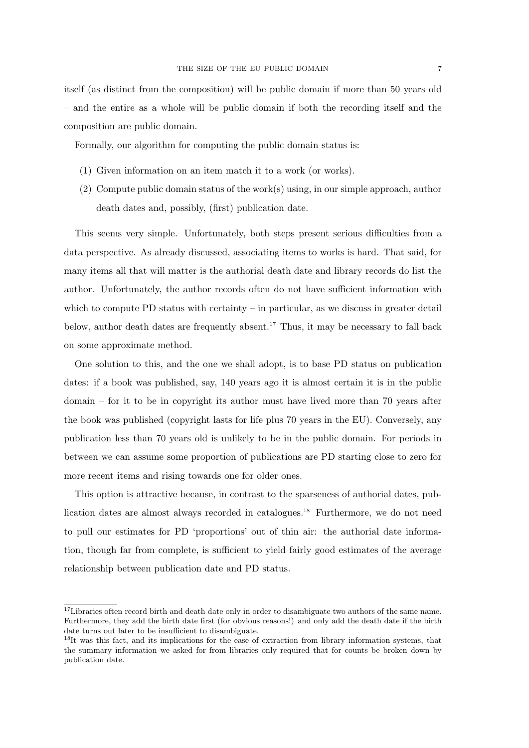itself (as distinct from the composition) will be public domain if more than 50 years old – and the entire as a whole will be public domain if both the recording itself and the composition are public domain.

Formally, our algorithm for computing the public domain status is:

(1) Given information on an item match it to a work (or works).
(2) Compute public domain status of the work(s) using, in our simple approach, author death dates and, possibly, (first) publication date.

This seems very simple. Unfortunately, both steps present serious difficulties from a data perspective. As already discussed, associating items to works is hard. That said, for many items all that will matter is the authorial death date and library records do list the author. Unfortunately, the author records often do not have sufficient information with which to compute PD status with certainty – in particular, as we discuss in greater detail below, author death dates are frequently absent.[17] Thus, it may be necessary to fall back on some approximate method.

One solution to this, and the one we shall adopt, is to base PD status on publication dates: if a book was published, say, 140 years ago it is almost certain it is in the public domain – for it to be in copyright its author must have lived more than 70 years after the book was published (copyright lasts for life plus 70 years in the EU). Conversely, any publication less than 70 years old is unlikely to be in the public domain. For periods in between we can assume some proportion of publications are PD starting close to zero for more recent items and rising towards one for older ones.

This option is attractive because, in contrast to the sparseness of authorial dates, publication dates are almost always recorded in catalogues.[18] Furthermore, we do not need to pull our estimates for PD 'proportions' out of thin air: the authorial date information, though far from complete, is sufficient to yield fairly good estimates of the average relationship between publication date and PD status.

---

[17] Libraries often record birth and death date only in order to disambiguate two authors of the same name. Furthermore, they add the birth date first (for obvious reasons!) and only add the death date if the birth date turns out later to be insufficient to disambiguate.

[18] It was this fact, and its implications for the ease of extraction from library information systems, that the summary information we asked for from libraries only required that for counts be broken down by publication date.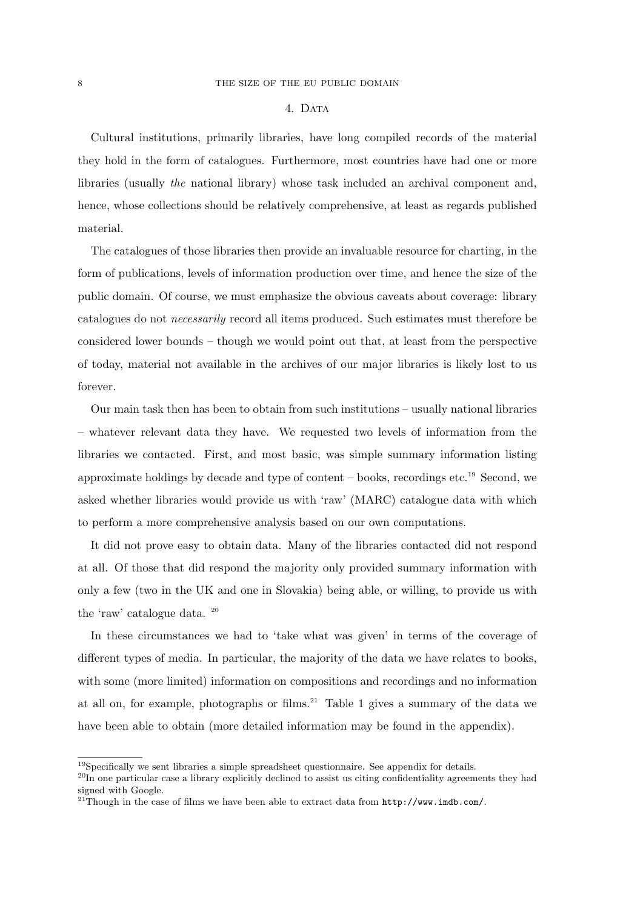## 4. Data

Cultural institutions, primarily libraries, have long compiled records of the material they hold in the form of catalogues. Furthermore, most countries have had one or more libraries (usually *the* national library) whose task included an archival component and, hence, whose collections should be relatively comprehensive, at least as regards published material.

The catalogues of those libraries then provide an invaluable resource for charting, in the form of publications, levels of information production over time, and hence the size of the public domain. Of course, we must emphasize the obvious caveats about coverage: library catalogues do not *necessarily* record all items produced. Such estimates must therefore be considered lower bounds – though we would point out that, at least from the perspective of today, material not available in the archives of our major libraries is likely lost to us forever.

Our main task then has been to obtain from such institutions – usually national libraries – whatever relevant data they have. We requested two levels of information from the libraries we contacted. First, and most basic, was simple summary information listing approximate holdings by decade and type of content – books, recordings etc.[19] Second, we asked whether libraries would provide us with 'raw' (MARC) catalogue data with which to perform a more comprehensive analysis based on our own computations.

It did not prove easy to obtain data. Many of the libraries contacted did not respond at all. Of those that did respond the majority only provided summary information with only a few (two in the UK and one in Slovakia) being able, or willing, to provide us with the 'raw' catalogue data. [20]

In these circumstances we had to 'take what was given' in terms of the coverage of different types of media. In particular, the majority of the data we have relates to books, with some (more limited) information on compositions and recordings and no information at all on, for example, photographs or films.[21] Table 1 gives a summary of the data we have been able to obtain (more detailed information may be found in the appendix).

---

[19] Specifically we sent libraries a simple spreadsheet questionnaire. See appendix for details.

[20] In one particular case a library explicitly declined to assist us citing confidentiality agreements they had signed with Google.

[21] Though in the case of films we have been able to extract data from `http://www.imdb.com/`.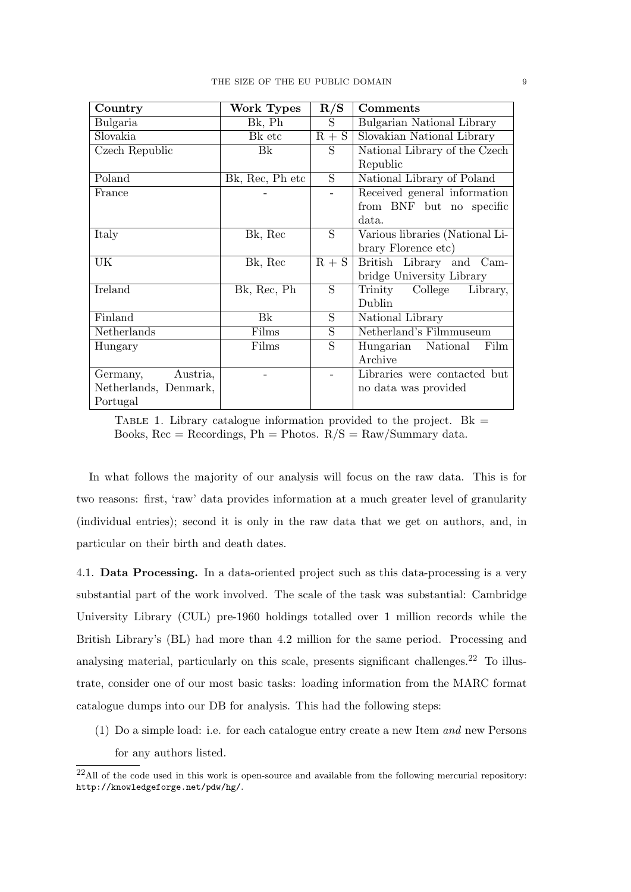| Country | Work Types | R/S | Comments |
|---|---|---|---|
| Bulgaria | Bk, Ph | S | Bulgarian National Library |
| Slovakia | Bk etc | R + S | Slovakian National Library |
| Czech Republic | Bk | S | National Library of the Czech Republic |
| Poland | Bk, Rec, Ph etc | S | National Library of Poland |
| France | - | - | Received general information from BNF but no specific data. |
| Italy | Bk, Rec | S | Various libraries (National Library Florence etc) |
| UK | Bk, Rec | R + S | British Library and Cambridge University Library |
| Ireland | Bk, Rec, Ph | S | Trinity College Library, Dublin |
| Finland | Bk | S | National Library |
| Netherlands | Films | S | Netherland's Filmmuseum |
| Hungary | Films | S | Hungarian National Film Archive |
| Germany, Austria, Netherlands, Denmark, Portugal | - | - | Libraries were contacted but no data was provided |

Table 1. Library catalogue information provided to the project. Bk = Books, Rec = Recordings, Ph = Photos. R/S = Raw/Summary data.

In what follows the majority of our analysis will focus on the raw data. This is for two reasons: first, 'raw' data provides information at a much greater level of granularity (individual entries); second it is only in the raw data that we get on authors, and, in particular on their birth and death dates.

4.1. **Data Processing.** In a data-oriented project such as this data-processing is a very substantial part of the work involved. The scale of the task was substantial: Cambridge University Library (CUL) pre-1960 holdings totalled over 1 million records while the British Library's (BL) had more than 4.2 million for the same period. Processing and analysing material, particularly on this scale, presents significant challenges.[22] To illustrate, consider one of our most basic tasks: loading information from the MARC format catalogue dumps into our DB for analysis. This had the following steps:

(1) Do a simple load: i.e. for each catalogue entry create a new Item *and* new Persons for any authors listed.

[22] All of the code used in this work is open-source and available from the following mercurial repository: `http://knowledgeforge.net/pdw/hg/`.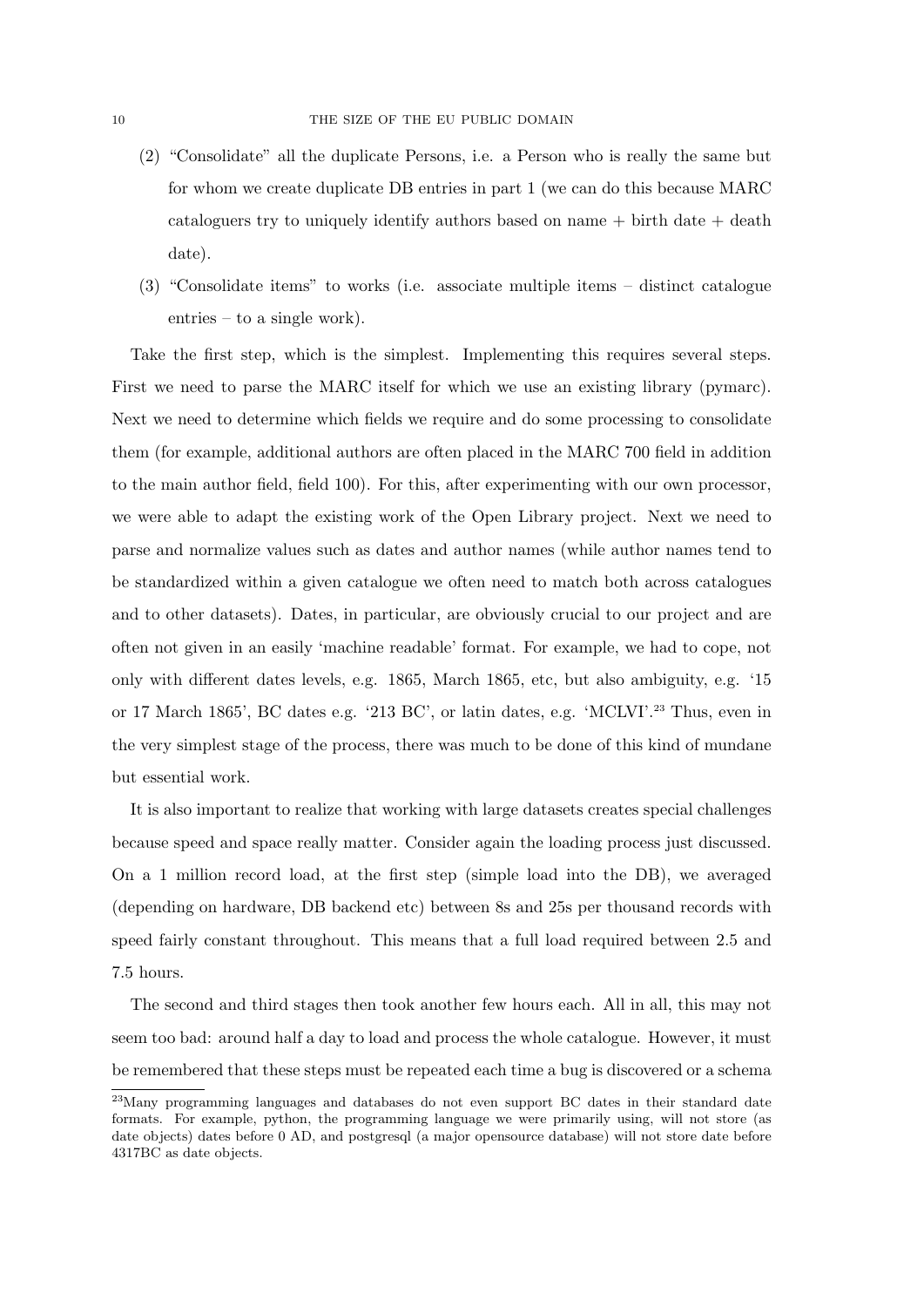(2) "Consolidate" all the duplicate Persons, i.e. a Person who is really the same but for whom we create duplicate DB entries in part 1 (we can do this because MARC cataloguers try to uniquely identify authors based on name + birth date + death date).
(3) "Consolidate items" to works (i.e. associate multiple items – distinct catalogue entries – to a single work).

Take the first step, which is the simplest. Implementing this requires several steps. First we need to parse the MARC itself for which we use an existing library (pymarc). Next we need to determine which fields we require and do some processing to consolidate them (for example, additional authors are often placed in the MARC 700 field in addition to the main author field, field 100). For this, after experimenting with our own processor, we were able to adapt the existing work of the Open Library project. Next we need to parse and normalize values such as dates and author names (while author names tend to be standardized within a given catalogue we often need to match both across catalogues and to other datasets). Dates, in particular, are obviously crucial to our project and are often not given in an easily 'machine readable' format. For example, we had to cope, not only with different dates levels, e.g. 1865, March 1865, etc, but also ambiguity, e.g. '15 or 17 March 1865', BC dates e.g. '213 BC', or latin dates, e.g. 'MCLVI'.[23] Thus, even in the very simplest stage of the process, there was much to be done of this kind of mundane but essential work.

It is also important to realize that working with large datasets creates special challenges because speed and space really matter. Consider again the loading process just discussed. On a 1 million record load, at the first step (simple load into the DB), we averaged (depending on hardware, DB backend etc) between 8s and 25s per thousand records with speed fairly constant throughout. This means that a full load required between 2.5 and 7.5 hours.

The second and third stages then took another few hours each. All in all, this may not seem too bad: around half a day to load and process the whole catalogue. However, it must be remembered that these steps must be repeated each time a bug is discovered or a schema

[23]Many programming languages and databases do not even support BC dates in their standard date formats. For example, python, the programming language we were primarily using, will not store (as date objects) dates before 0 AD, and postgresql (a major opensource database) will not store date before 4317BC as date objects.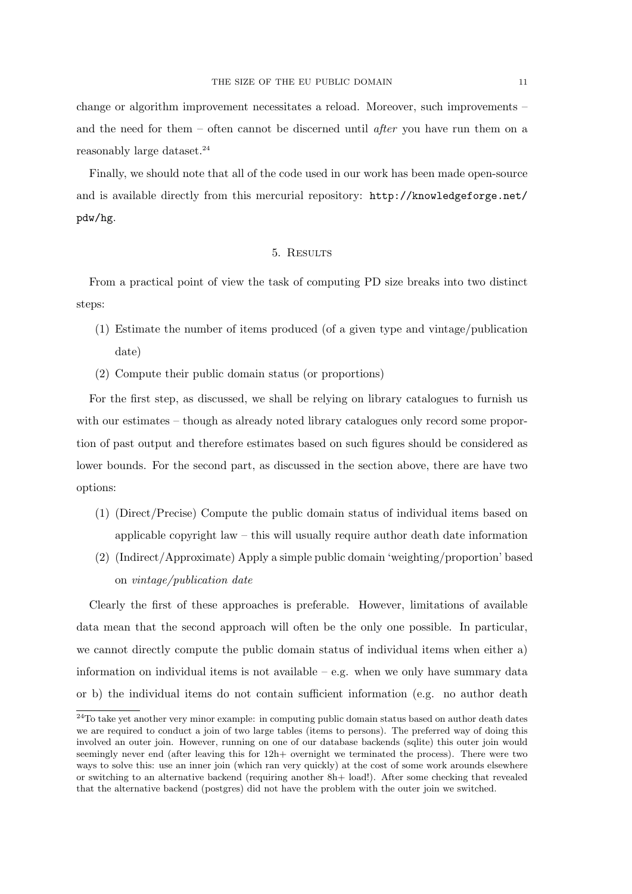change or algorithm improvement necessitates a reload. Moreover, such improvements – and the need for them – often cannot be discerned until *after* you have run them on a reasonably large dataset.[24]

Finally, we should note that all of the code used in our work has been made open-source and is available directly from this mercurial repository: `http://knowledgeforge.net/pdw/hg`.

## 5. Results

From a practical point of view the task of computing PD size breaks into two distinct steps:

(1) Estimate the number of items produced (of a given type and vintage/publication date)
(2) Compute their public domain status (or proportions)

For the first step, as discussed, we shall be relying on library catalogues to furnish us with our estimates – though as already noted library catalogues only record some proportion of past output and therefore estimates based on such figures should be considered as lower bounds. For the second part, as discussed in the section above, there are have two options:

(1) (Direct/Precise) Compute the public domain status of individual items based on applicable copyright law – this will usually require author death date information
(2) (Indirect/Approximate) Apply a simple public domain 'weighting/proportion' based on *vintage/publication date*

Clearly the first of these approaches is preferable. However, limitations of available data mean that the second approach will often be the only one possible. In particular, we cannot directly compute the public domain status of individual items when either a) information on individual items is not available – e.g. when we only have summary data or b) the individual items do not contain sufficient information (e.g. no author death

[24]To take yet another very minor example: in computing public domain status based on author death dates we are required to conduct a join of two large tables (items to persons). The preferred way of doing this involved an outer join. However, running on one of our database backends (sqlite) this outer join would seemingly never end (after leaving this for 12h+ overnight we terminated the process). There were two ways to solve this: use an inner join (which ran very quickly) at the cost of some work arounds elsewhere or switching to an alternative backend (requiring another 8h+ load!). After some checking that revealed that the alternative backend (postgres) did not have the problem with the outer join we switched.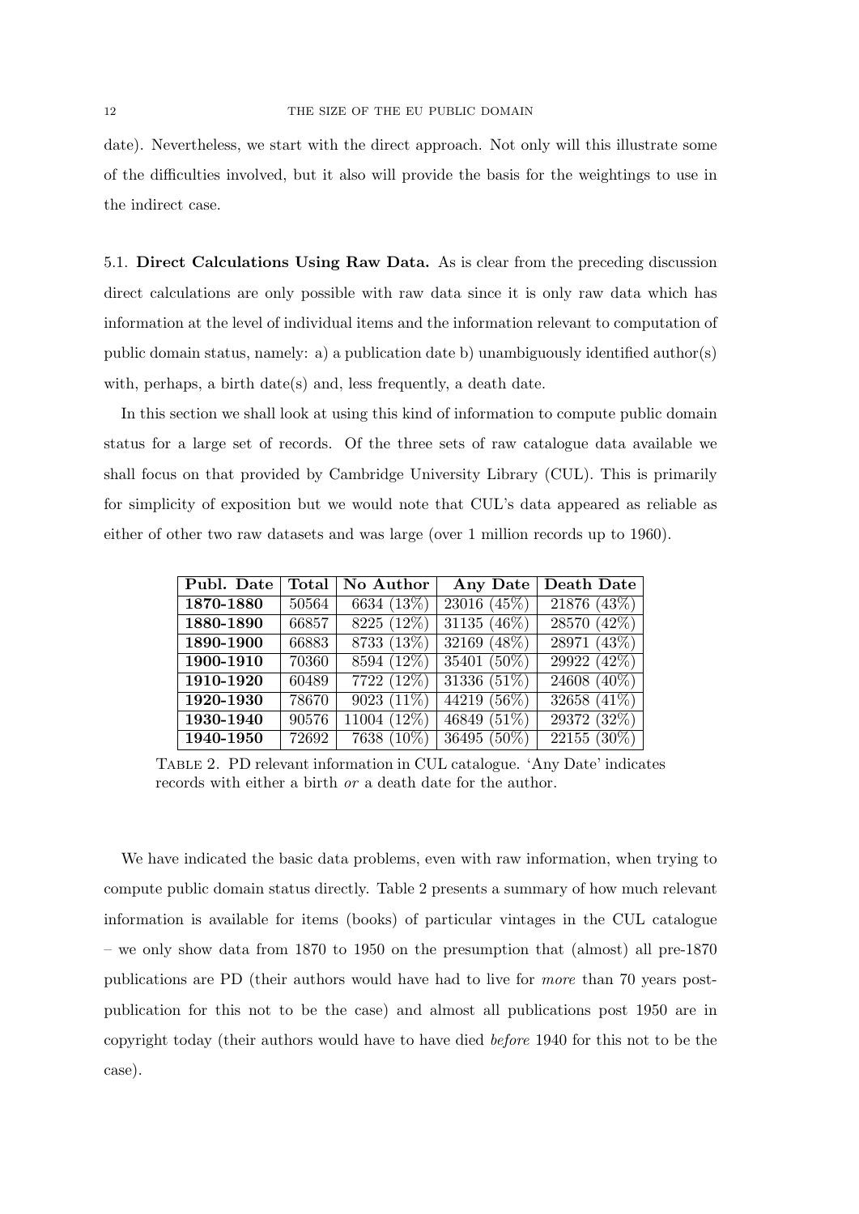date). Nevertheless, we start with the direct approach. Not only will this illustrate some of the difficulties involved, but it also will provide the basis for the weightings to use in the indirect case.

5.1. **Direct Calculations Using Raw Data.** As is clear from the preceding discussion direct calculations are only possible with raw data since it is only raw data which has information at the level of individual items and the information relevant to computation of public domain status, namely: a) a publication date b) unambiguously identified author(s) with, perhaps, a birth date(s) and, less frequently, a death date.

In this section we shall look at using this kind of information to compute public domain status for a large set of records. Of the three sets of raw catalogue data available we shall focus on that provided by Cambridge University Library (CUL). This is primarily for simplicity of exposition but we would note that CUL's data appeared as reliable as either of other two raw datasets and was large (over 1 million records up to 1960).

| Publ. Date | Total | No Author | Any Date | Death Date |
|---|---|---|---|---|
| **1870-1880** | 50564 | 6634 (13%) | 23016 (45%) | 21876 (43%) |
| **1880-1890** | 66857 | 8225 (12%) | 31135 (46%) | 28570 (42%) |
| **1890-1900** | 66883 | 8733 (13%) | 32169 (48%) | 28971 (43%) |
| **1900-1910** | 70360 | 8594 (12%) | 35401 (50%) | 29922 (42%) |
| **1910-1920** | 60489 | 7722 (12%) | 31336 (51%) | 24608 (40%) |
| **1920-1930** | 78670 | 9023 (11%) | 44219 (56%) | 32658 (41%) |
| **1930-1940** | 90576 | 11004 (12%) | 46849 (51%) | 29372 (32%) |
| **1940-1950** | 72692 | 7638 (10%) | 36495 (50%) | 22155 (30%) |

Table 2. PD relevant information in CUL catalogue. 'Any Date' indicates records with either a birth *or* a death date for the author.

We have indicated the basic data problems, even with raw information, when trying to compute public domain status directly. Table 2 presents a summary of how much relevant information is available for items (books) of particular vintages in the CUL catalogue – we only show data from 1870 to 1950 on the presumption that (almost) all pre-1870 publications are PD (their authors would have had to live for *more* than 70 years post-publication for this not to be the case) and almost all publications post 1950 are in copyright today (their authors would have to have died *before* 1940 for this not to be the case).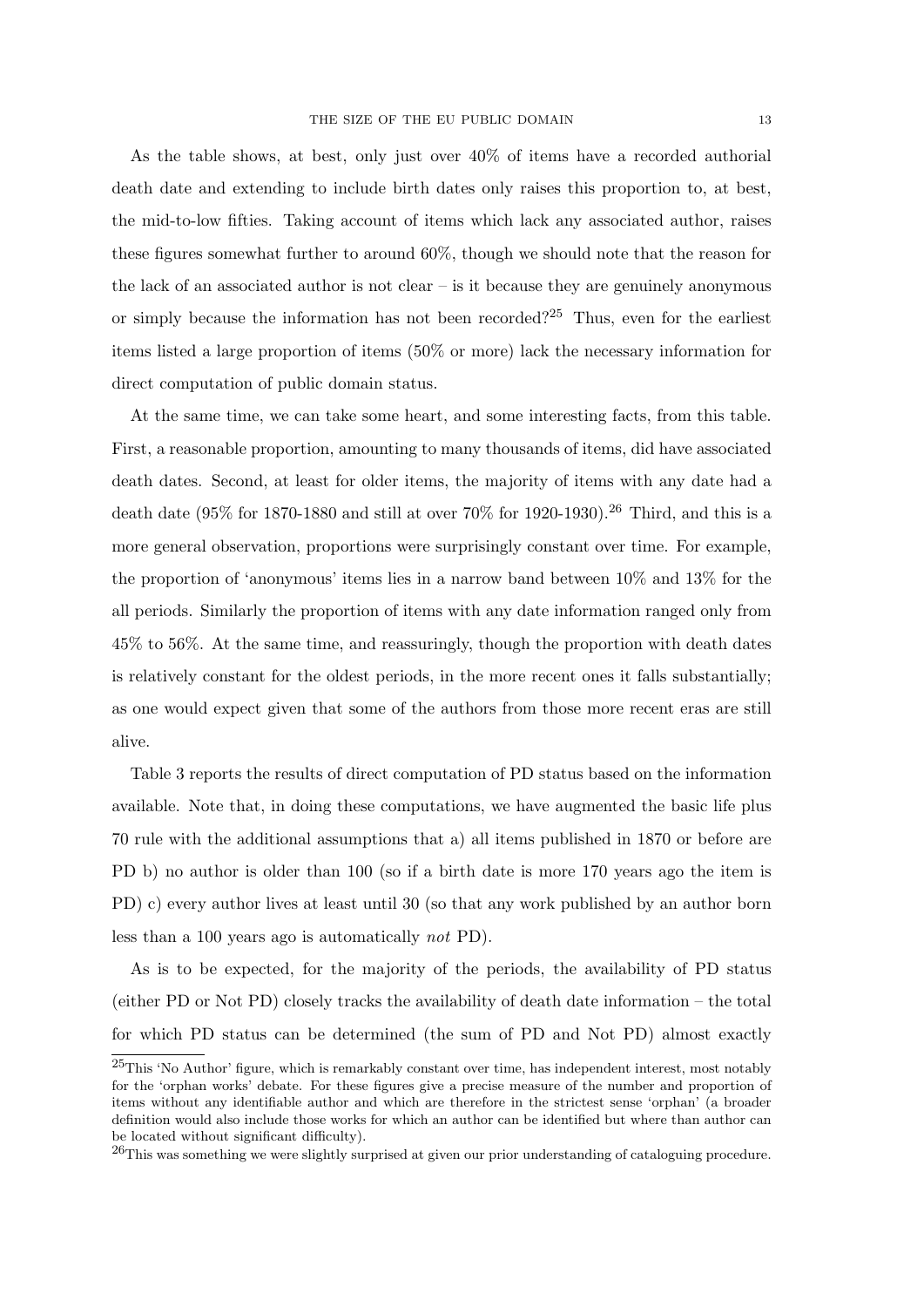As the table shows, at best, only just over 40% of items have a recorded authorial death date and extending to include birth dates only raises this proportion to, at best, the mid-to-low fifties. Taking account of items which lack any associated author, raises these figures somewhat further to around 60%, though we should note that the reason for the lack of an associated author is not clear – is it because they are genuinely anonymous or simply because the information has not been recorded?[25] Thus, even for the earliest items listed a large proportion of items (50% or more) lack the necessary information for direct computation of public domain status.

At the same time, we can take some heart, and some interesting facts, from this table. First, a reasonable proportion, amounting to many thousands of items, did have associated death dates. Second, at least for older items, the majority of items with any date had a death date (95% for 1870-1880 and still at over 70% for 1920-1930).[26] Third, and this is a more general observation, proportions were surprisingly constant over time. For example, the proportion of 'anonymous' items lies in a narrow band between 10% and 13% for the all periods. Similarly the proportion of items with any date information ranged only from 45% to 56%. At the same time, and reassuringly, though the proportion with death dates is relatively constant for the oldest periods, in the more recent ones it falls substantially; as one would expect given that some of the authors from those more recent eras are still alive.

Table 3 reports the results of direct computation of PD status based on the information available. Note that, in doing these computations, we have augmented the basic life plus 70 rule with the additional assumptions that a) all items published in 1870 or before are PD b) no author is older than 100 (so if a birth date is more 170 years ago the item is PD) c) every author lives at least until 30 (so that any work published by an author born less than a 100 years ago is automatically *not* PD).

As is to be expected, for the majority of the periods, the availability of PD status (either PD or Not PD) closely tracks the availability of death date information – the total for which PD status can be determined (the sum of PD and Not PD) almost exactly

[25] This 'No Author' figure, which is remarkably constant over time, has independent interest, most notably for the 'orphan works' debate. For these figures give a precise measure of the number and proportion of items without any identifiable author and which are therefore in the strictest sense 'orphan' (a broader definition would also include those works for which an author can be identified but where than author can be located without significant difficulty).

[26] This was something we were slightly surprised at given our prior understanding of cataloguing procedure.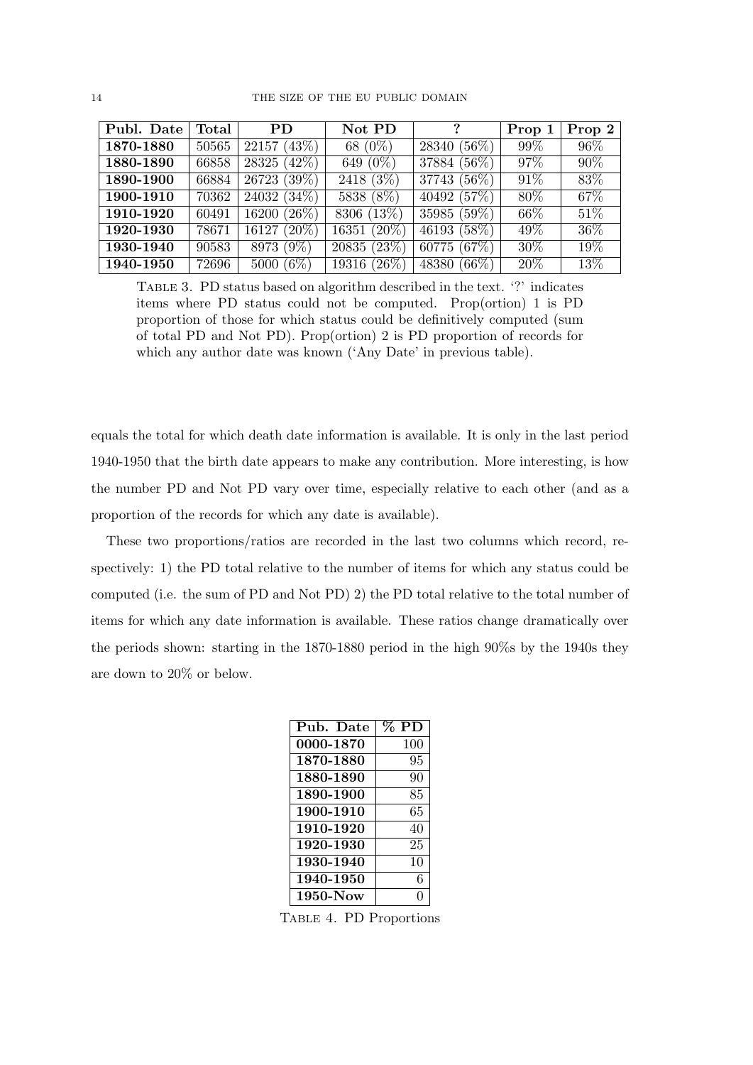| Publ. Date | Total | PD | Not PD | ? | Prop 1 | Prop 2 |
|---|---|---|---|---|---|---|
| **1870-1880** | 50565 | 22157 (43%) | 68 (0%) | 28340 (56%) | 99% | 96% |
| **1880-1890** | 66858 | 28325 (42%) | 649 (0%) | 37884 (56%) | 97% | 90% |
| **1890-1900** | 66884 | 26723 (39%) | 2418 (3%) | 37743 (56%) | 91% | 83% |
| **1900-1910** | 70362 | 24032 (34%) | 5838 (8%) | 40492 (57%) | 80% | 67% |
| **1910-1920** | 60491 | 16200 (26%) | 8306 (13%) | 35985 (59%) | 66% | 51% |
| **1920-1930** | 78671 | 16127 (20%) | 16351 (20%) | 46193 (58%) | 49% | 36% |
| **1930-1940** | 90583 | 8973 (9%) | 20835 (23%) | 60775 (67%) | 30% | 19% |
| **1940-1950** | 72696 | 5000 (6%) | 19316 (26%) | 48380 (66%) | 20% | 13% |

Table 3. PD status based on algorithm described in the text. '?' indicates items where PD status could not be computed. Prop(ortion) 1 is PD proportion of those for which status could be definitively computed (sum of total PD and Not PD). Prop(ortion) 2 is PD proportion of records for which any author date was known ('Any Date' in previous table).

equals the total for which death date information is available. It is only in the last period 1940-1950 that the birth date appears to make any contribution. More interesting, is how the number PD and Not PD vary over time, especially relative to each other (and as a proportion of the records for which any date is available).

These two proportions/ratios are recorded in the last two columns which record, respectively: 1) the PD total relative to the number of items for which any status could be computed (i.e. the sum of PD and Not PD) 2) the PD total relative to the total number of items for which any date information is available. These ratios change dramatically over the periods shown: starting in the 1870-1880 period in the high 90%s by the 1940s they are down to 20% or below.

| Pub. Date | % PD |
|---|---|
| **0000-1870** | 100 |
| **1870-1880** | 95 |
| **1880-1890** | 90 |
| **1890-1900** | 85 |
| **1900-1910** | 65 |
| **1910-1920** | 40 |
| **1920-1930** | 25 |
| **1930-1940** | 10 |
| **1940-1950** | 6 |
| **1950-Now** | 0 |

Table 4. PD Proportions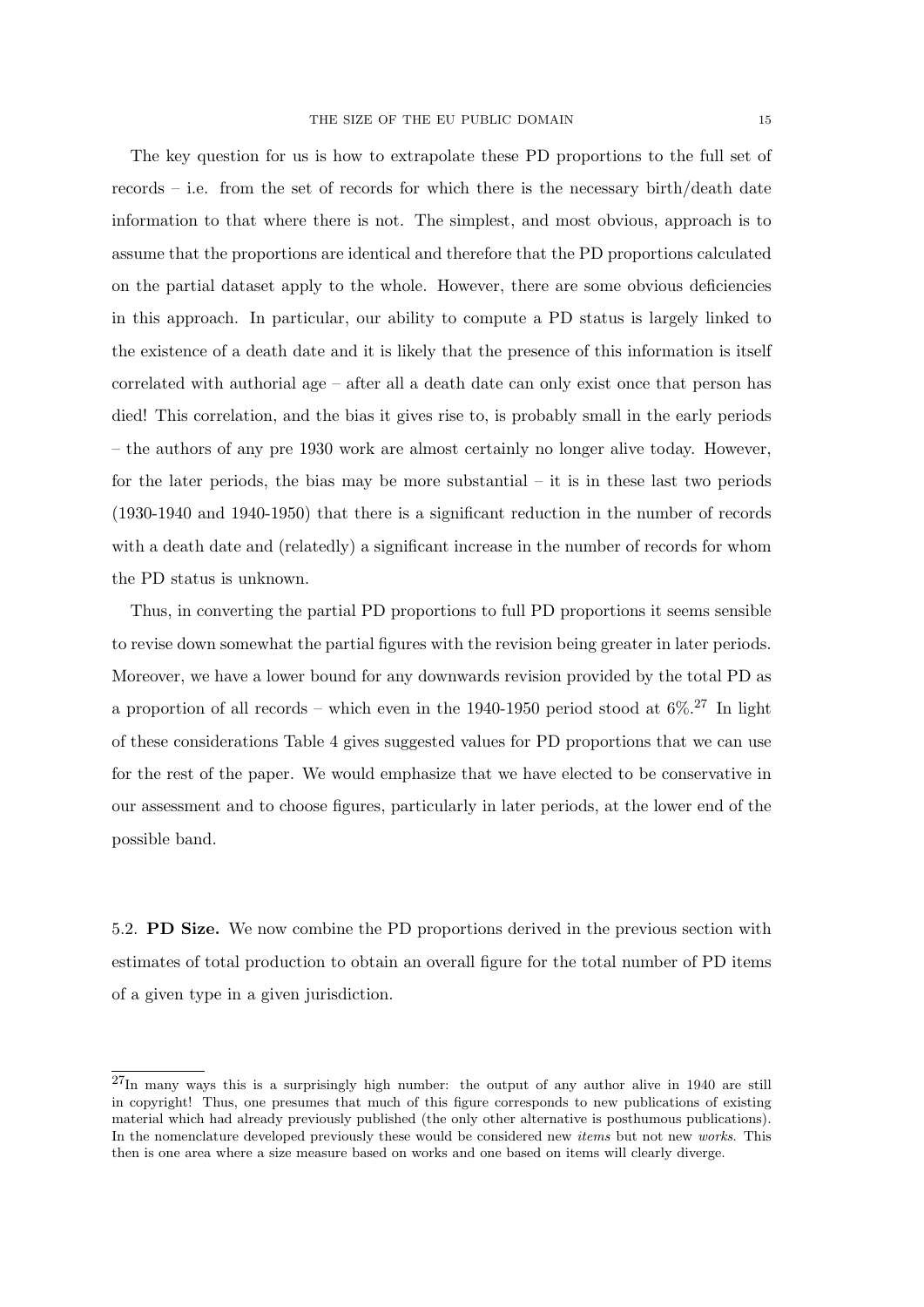The key question for us is how to extrapolate these PD proportions to the full set of records – i.e. from the set of records for which there is the necessary birth/death date information to that where there is not. The simplest, and most obvious, approach is to assume that the proportions are identical and therefore that the PD proportions calculated on the partial dataset apply to the whole. However, there are some obvious deficiencies in this approach. In particular, our ability to compute a PD status is largely linked to the existence of a death date and it is likely that the presence of this information is itself correlated with authorial age – after all a death date can only exist once that person has died! This correlation, and the bias it gives rise to, is probably small in the early periods – the authors of any pre 1930 work are almost certainly no longer alive today. However, for the later periods, the bias may be more substantial – it is in these last two periods (1930-1940 and 1940-1950) that there is a significant reduction in the number of records with a death date and (relatedly) a significant increase in the number of records for whom the PD status is unknown.

Thus, in converting the partial PD proportions to full PD proportions it seems sensible to revise down somewhat the partial figures with the revision being greater in later periods. Moreover, we have a lower bound for any downwards revision provided by the total PD as a proportion of all records – which even in the 1940-1950 period stood at 6%.[27] In light of these considerations Table 4 gives suggested values for PD proportions that we can use for the rest of the paper. We would emphasize that we have elected to be conservative in our assessment and to choose figures, particularly in later periods, at the lower end of the possible band.

5.2. **PD Size.** We now combine the PD proportions derived in the previous section with estimates of total production to obtain an overall figure for the total number of PD items of a given type in a given jurisdiction.

[27]In many ways this is a surprisingly high number: the output of any author alive in 1940 are still in copyright! Thus, one presumes that much of this figure corresponds to new publications of existing material which had already previously published (the only other alternative is posthumous publications). In the nomenclature developed previously these would be considered new *items* but not new *works*. This then is one area where a size measure based on works and one based on items will clearly diverge.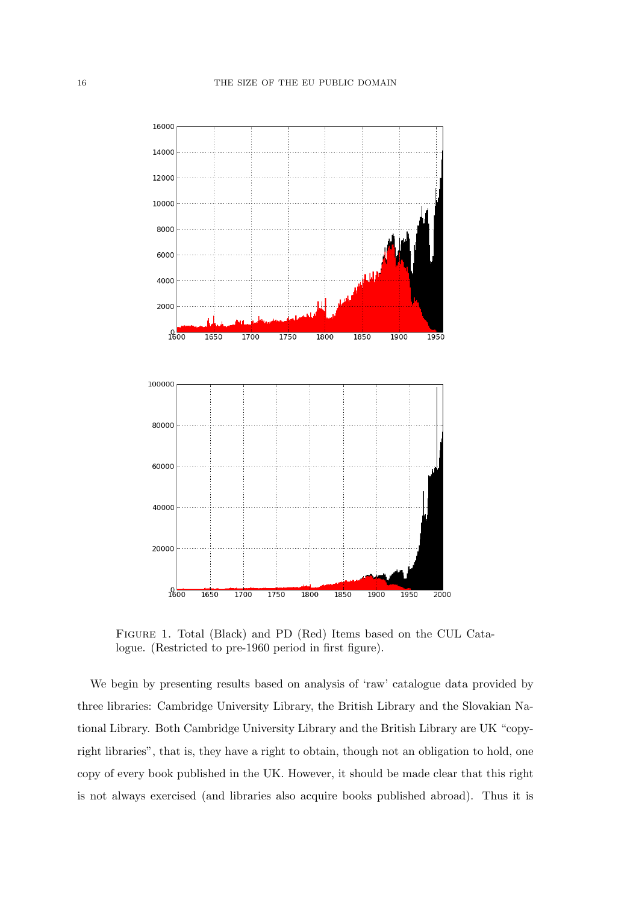Figure 1. Total (Black) and PD (Red) Items based on the CUL Catalogue. (Restricted to pre-1960 period in first figure).

We begin by presenting results based on analysis of 'raw' catalogue data provided by three libraries: Cambridge University Library, the British Library and the Slovakian National Library. Both Cambridge University Library and the British Library are UK "copyright libraries", that is, they have a right to obtain, though not an obligation to hold, one copy of every book published in the UK. However, it should be made clear that this right is not always exercised (and libraries also acquire books published abroad). Thus it is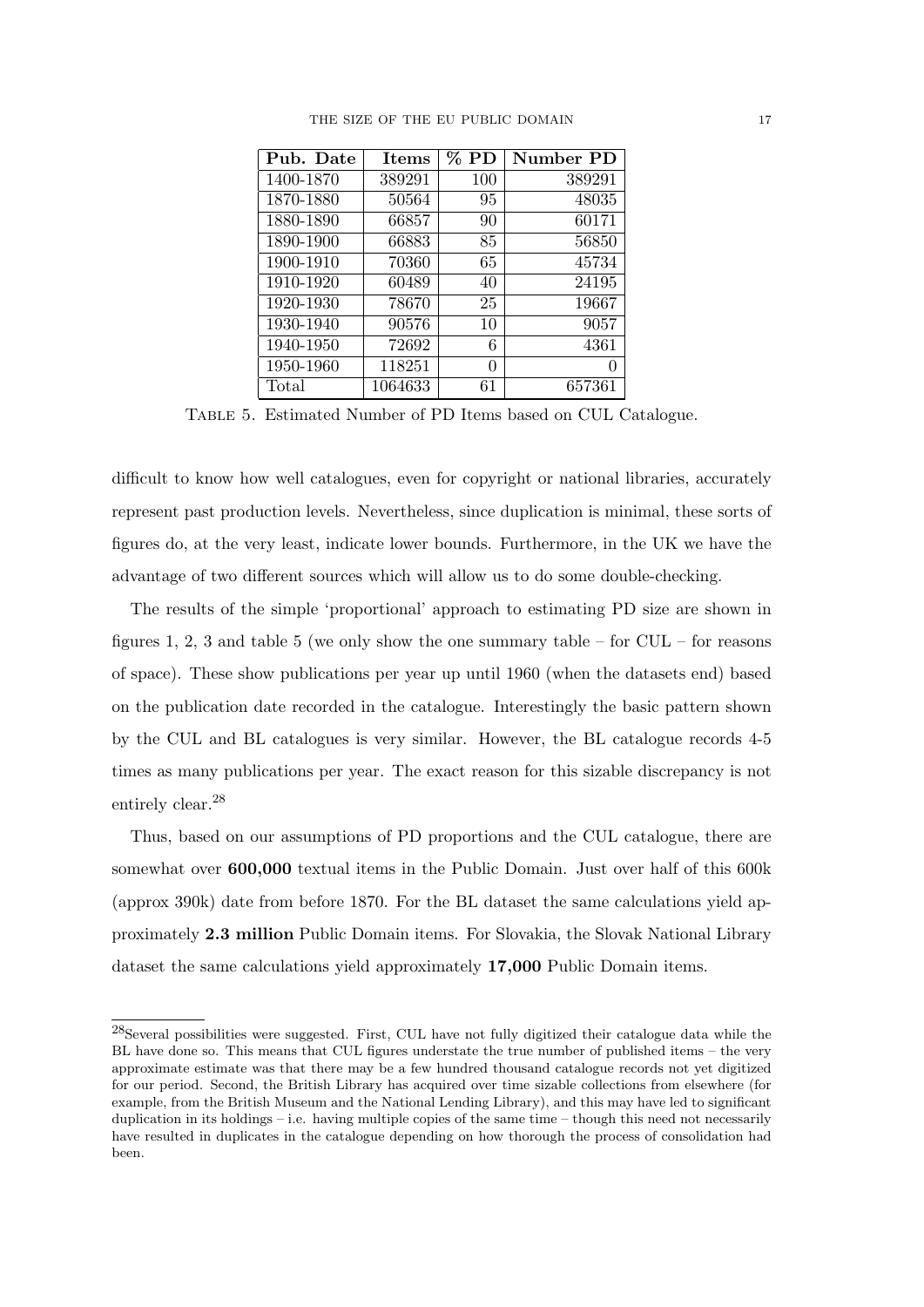| Pub. Date | Items | % PD | Number PD |
| --- | --- | --- | --- |
| 1400-1870 | 389291 | 100 | 389291 |
| 1870-1880 | 50564 | 95 | 48035 |
| 1880-1890 | 66857 | 90 | 60171 |
| 1890-1900 | 66883 | 85 | 56850 |
| 1900-1910 | 70360 | 65 | 45734 |
| 1910-1920 | 60489 | 40 | 24195 |
| 1920-1930 | 78670 | 25 | 19667 |
| 1930-1940 | 90576 | 10 | 9057 |
| 1940-1950 | 72692 | 6 | 4361 |
| 1950-1960 | 118251 | 0 | 0 |
| Total | 1064633 | 61 | 657361 |

Table 5. Estimated Number of PD Items based on CUL Catalogue.

difficult to know how well catalogues, even for copyright or national libraries, accurately represent past production levels. Nevertheless, since duplication is minimal, these sorts of figures do, at the very least, indicate lower bounds. Furthermore, in the UK we have the advantage of two different sources which will allow us to do some double-checking.

The results of the simple 'proportional' approach to estimating PD size are shown in figures 1, 2, 3 and table 5 (we only show the one summary table – for CUL – for reasons of space). These show publications per year up until 1960 (when the datasets end) based on the publication date recorded in the catalogue. Interestingly the basic pattern shown by the CUL and BL catalogues is very similar. However, the BL catalogue records 4-5 times as many publications per year. The exact reason for this sizable discrepancy is not entirely clear.[28]

Thus, based on our assumptions of PD proportions and the CUL catalogue, there are somewhat over **600,000** textual items in the Public Domain. Just over half of this 600k (approx 390k) date from before 1870. For the BL dataset the same calculations yield approximately **2.3 million** Public Domain items. For Slovakia, the Slovak National Library dataset the same calculations yield approximately **17,000** Public Domain items.

[28]Several possibilities were suggested. First, CUL have not fully digitized their catalogue data while the BL have done so. This means that CUL figures understate the true number of published items – the very approximate estimate was that there may be a few hundred thousand catalogue records not yet digitized for our period. Second, the British Library has acquired over time sizable collections from elsewhere (for example, from the British Museum and the National Lending Library), and this may have led to significant duplication in its holdings – i.e. having multiple copies of the same time – though this need not necessarily have resulted in duplicates in the catalogue depending on how thorough the process of consolidation had been.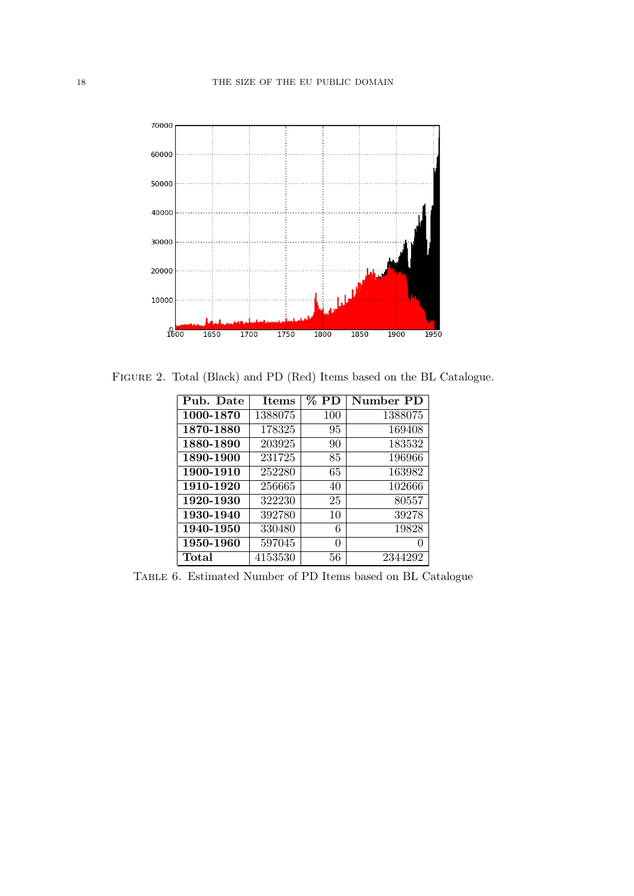Figure 2. Total (Black) and PD (Red) Items based on the BL Catalogue.

| Pub. Date | Items | % PD | Number PD |
|---|---|---|---|
| **1000-1870** | 1388075 | 100 | 1388075 |
| **1870-1880** | 178325 | 95 | 169408 |
| **1880-1890** | 203925 | 90 | 183532 |
| **1890-1900** | 231725 | 85 | 196966 |
| **1900-1910** | 252280 | 65 | 163982 |
| **1910-1920** | 256665 | 40 | 102666 |
| **1920-1930** | 322230 | 25 | 80557 |
| **1930-1940** | 392780 | 10 | 39278 |
| **1940-1950** | 330480 | 6 | 19828 |
| **1950-1960** | 597045 | 0 | 0 |
| **Total** | 4153530 | 56 | 2344292 |

Table 6. Estimated Number of PD Items based on BL Catalogue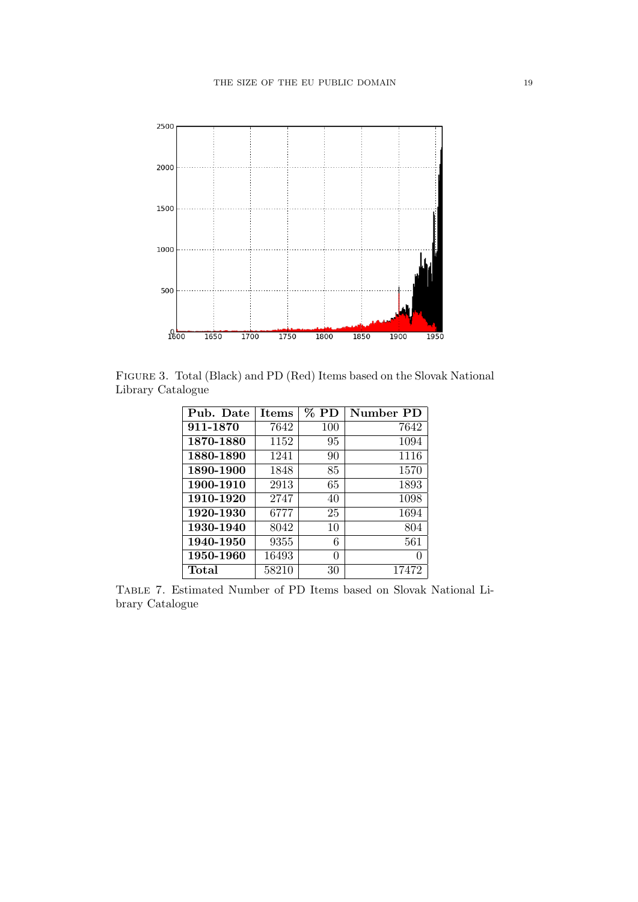Figure 3. Total (Black) and PD (Red) Items based on the Slovak National Library Catalogue

| Pub. Date | Items | % PD | Number PD |
|---|---|---|---|
| **911-1870** | 7642 | 100 | 7642 |
| **1870-1880** | 1152 | 95 | 1094 |
| **1880-1890** | 1241 | 90 | 1116 |
| **1890-1900** | 1848 | 85 | 1570 |
| **1900-1910** | 2913 | 65 | 1893 |
| **1910-1920** | 2747 | 40 | 1098 |
| **1920-1930** | 6777 | 25 | 1694 |
| **1930-1940** | 8042 | 10 | 804 |
| **1940-1950** | 9355 | 6 | 561 |
| **1950-1960** | 16493 | 0 | 0 |
| **Total** | 58210 | 30 | 17472 |

Table 7. Estimated Number of PD Items based on Slovak National Library Catalogue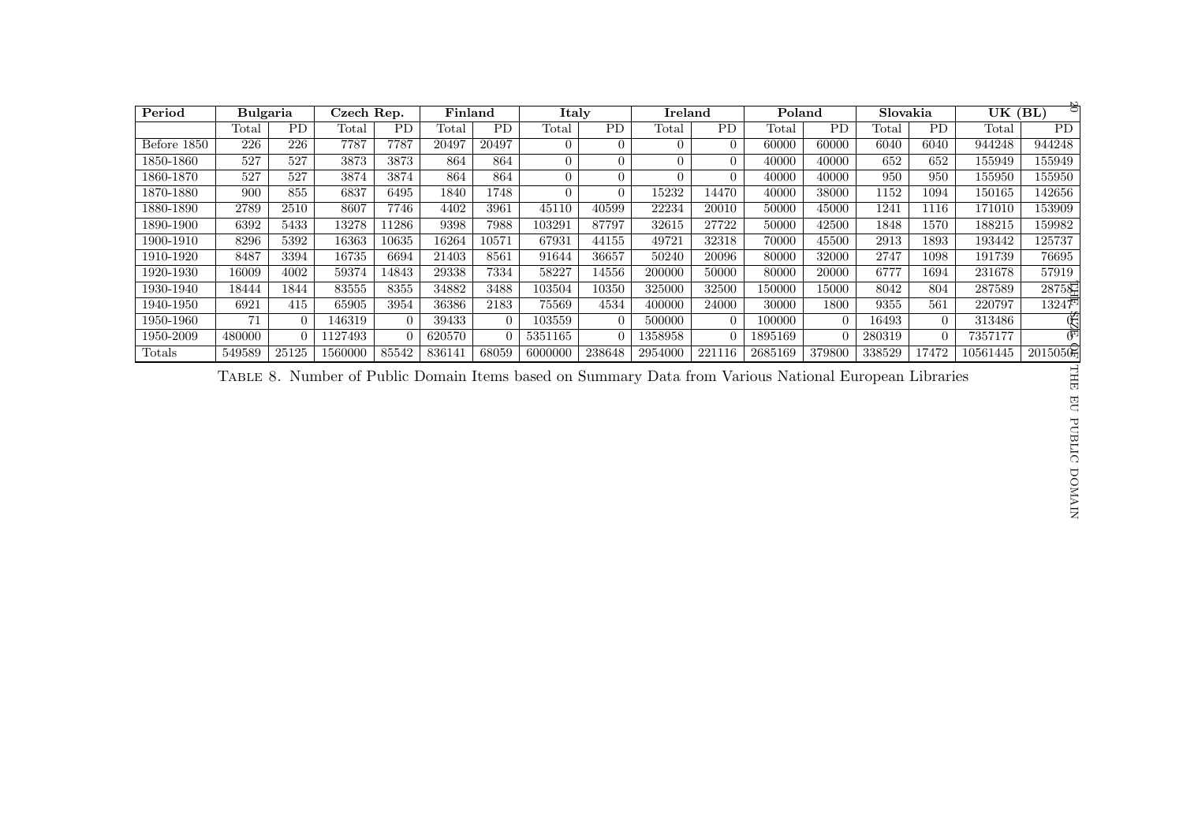| Period | Bulgaria | | Czech Rep. | | Finland | | Italy | | Ireland | | Poland | | Slovakia | | UK (BL) | |
|---|---|---|---|---|---|---|---|---|---|---|---|---|---|---|---|---|
| | Total | PD | Total | PD | Total | PD | Total | PD | Total | PD | Total | PD | Total | PD | Total | PD |
| Before 1850 | 226 | 226 | 7787 | 7787 | 20497 | 20497 | 0 | 0 | 0 | 0 | 60000 | 60000 | 6040 | 6040 | 944248 | 944248 |
| 1850-1860 | 527 | 527 | 3873 | 3873 | 864 | 864 | 0 | 0 | 0 | 0 | 40000 | 40000 | 652 | 652 | 155949 | 155949 |
| 1860-1870 | 527 | 527 | 3874 | 3874 | 864 | 864 | 0 | 0 | 0 | 0 | 40000 | 40000 | 950 | 950 | 155950 | 155950 |
| 1870-1880 | 900 | 855 | 6837 | 6495 | 1840 | 1748 | 0 | 0 | 15232 | 14470 | 40000 | 38000 | 1152 | 1094 | 150165 | 142656 |
| 1880-1890 | 2789 | 2510 | 8607 | 7746 | 4402 | 3961 | 45110 | 40599 | 22234 | 20010 | 50000 | 45000 | 1241 | 1116 | 171010 | 153909 |
| 1890-1900 | 6392 | 5433 | 13278 | 11286 | 9398 | 7988 | 103291 | 87797 | 32615 | 27722 | 50000 | 42500 | 1848 | 1570 | 188215 | 159982 |
| 1900-1910 | 8296 | 5392 | 16363 | 10635 | 16264 | 10571 | 67931 | 44155 | 49721 | 32318 | 70000 | 45500 | 2913 | 1893 | 193442 | 125737 |
| 1910-1920 | 8487 | 3394 | 16735 | 6694 | 21403 | 8561 | 91644 | 36657 | 50240 | 20096 | 80000 | 32000 | 2747 | 1098 | 191739 | 76695 |
| 1920-1930 | 16009 | 4002 | 59374 | 14843 | 29338 | 7334 | 58227 | 14556 | 200000 | 50000 | 80000 | 20000 | 6777 | 1694 | 231678 | 57919 |
| 1930-1940 | 18444 | 1844 | 83555 | 8355 | 34882 | 3488 | 103504 | 10350 | 325000 | 32500 | 150000 | 15000 | 8042 | 804 | 287589 | 28758 |
| 1940-1950 | 6921 | 415 | 65905 | 3954 | 36386 | 2183 | 75569 | 4534 | 400000 | 24000 | 30000 | 1800 | 9355 | 561 | 220797 | 13247 |
| 1950-1960 | 71 | 0 | 146319 | 0 | 39433 | 0 | 103559 | 0 | 500000 | 0 | 100000 | 0 | 16493 | 0 | 313486 | 0 |
| 1950-2009 | 480000 | 0 | 1127493 | 0 | 620570 | 0 | 5351165 | 0 | 1358958 | 0 | 1895169 | 0 | 280319 | 0 | 7357177 | 0 |
| Totals | 549589 | 25125 | 1560000 | 85542 | 836141 | 68059 | 6000000 | 238648 | 2954000 | 221116 | 2685169 | 379800 | 338529 | 17472 | 10561445 | 2015050 |

Table 8. Number of Public Domain Items based on Summary Data from Various National European Libraries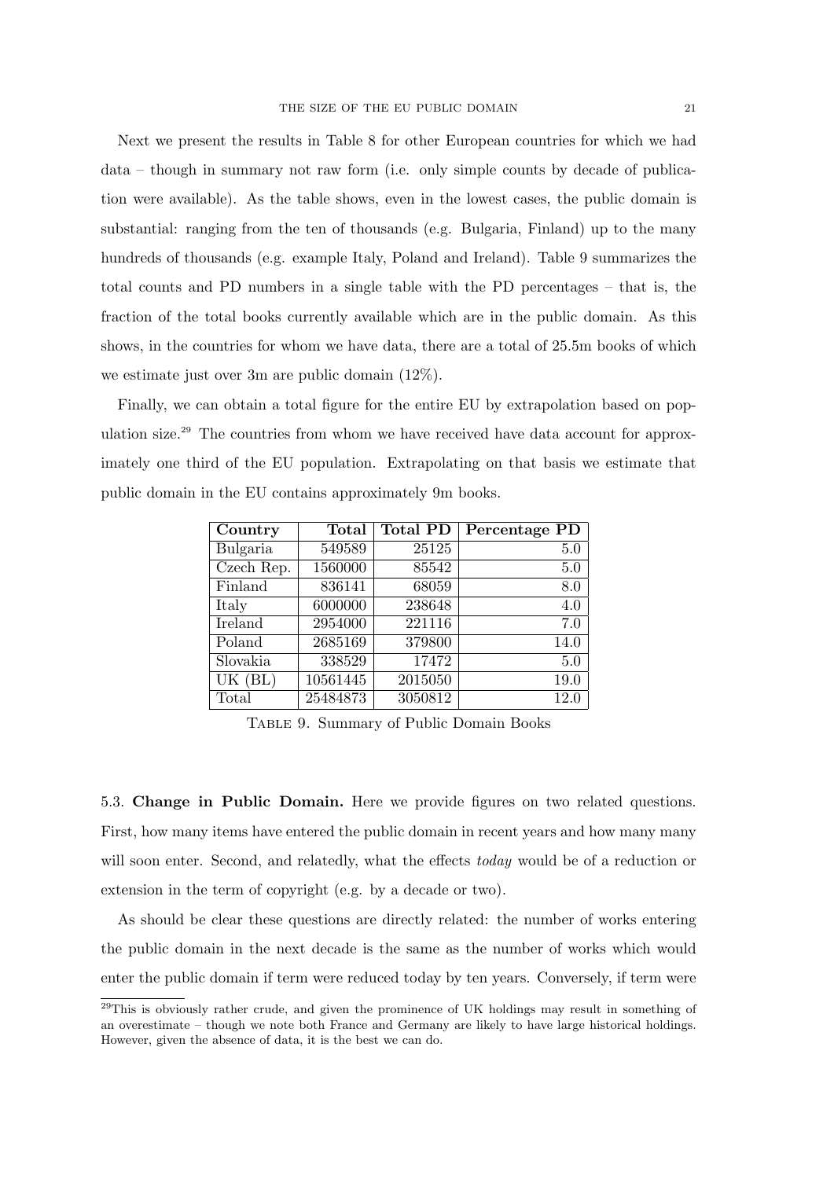Next we present the results in Table 8 for other European countries for which we had data – though in summary not raw form (i.e. only simple counts by decade of publication were available). As the table shows, even in the lowest cases, the public domain is substantial: ranging from the ten of thousands (e.g. Bulgaria, Finland) up to the many hundreds of thousands (e.g. example Italy, Poland and Ireland). Table 9 summarizes the total counts and PD numbers in a single table with the PD percentages – that is, the fraction of the total books currently available which are in the public domain. As this shows, in the countries for whom we have data, there are a total of 25.5m books of which we estimate just over 3m are public domain (12%).

Finally, we can obtain a total figure for the entire EU by extrapolation based on population size.[29] The countries from whom we have received have data account for approximately one third of the EU population. Extrapolating on that basis we estimate that public domain in the EU contains approximately 9m books.

| Country | Total | Total PD | Percentage PD |
|---|---|---|---|
| Bulgaria | 549589 | 25125 | 5.0 |
| Czech Rep. | 1560000 | 85542 | 5.0 |
| Finland | 836141 | 68059 | 8.0 |
| Italy | 6000000 | 238648 | 4.0 |
| Ireland | 2954000 | 221116 | 7.0 |
| Poland | 2685169 | 379800 | 14.0 |
| Slovakia | 338529 | 17472 | 5.0 |
| UK (BL) | 10561445 | 2015050 | 19.0 |
| Total | 25484873 | 3050812 | 12.0 |

Table 9. Summary of Public Domain Books

5.3. **Change in Public Domain.** Here we provide figures on two related questions. First, how many items have entered the public domain in recent years and how many many will soon enter. Second, and relatedly, what the effects *today* would be of a reduction or extension in the term of copyright (e.g. by a decade or two).

As should be clear these questions are directly related: the number of works entering the public domain in the next decade is the same as the number of works which would enter the public domain if term were reduced today by ten years. Conversely, if term were

[29] This is obviously rather crude, and given the prominence of UK holdings may result in something of an overestimate – though we note both France and Germany are likely to have large historical holdings. However, given the absence of data, it is the best we can do.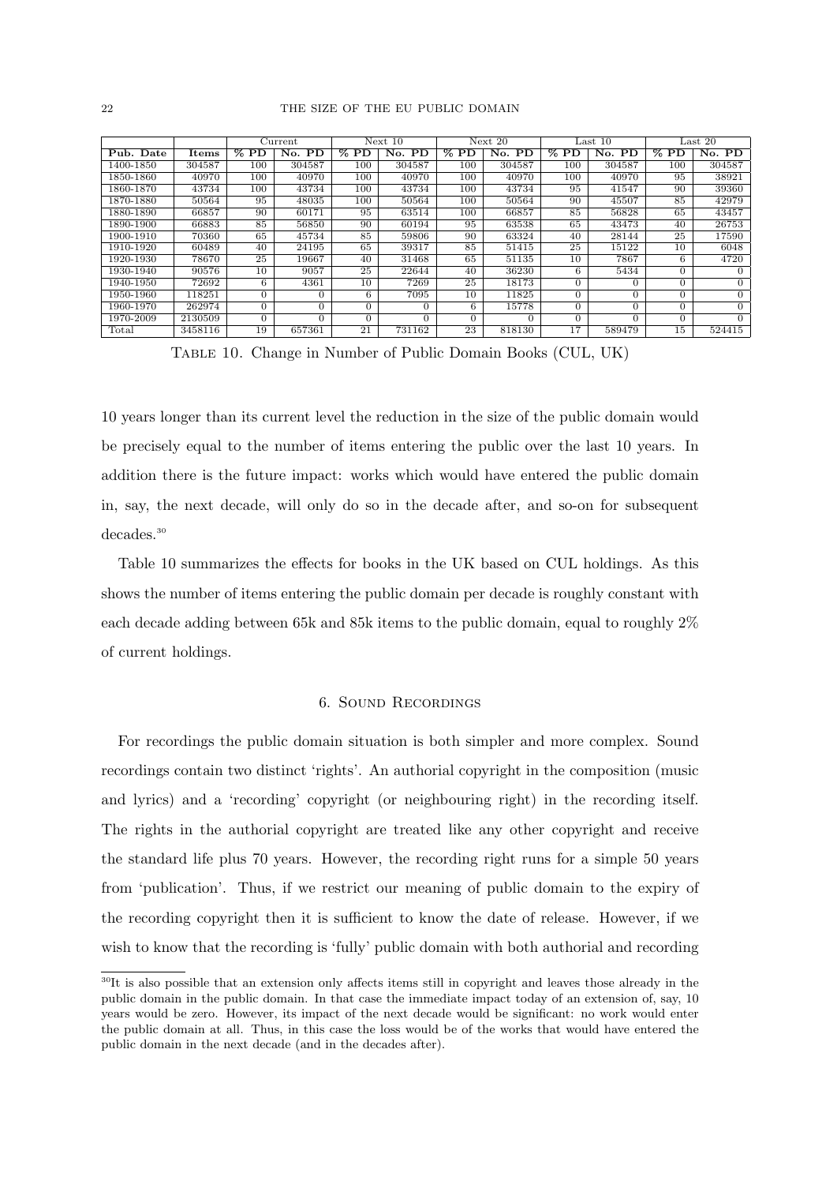| | | Current | | Next 10 | | Next 20 | | Last 10 | | Last 20 | |
|---|---|---|---|---|---|---|---|---|---|---|---|
| **Pub. Date** | **Items** | **% PD** | **No. PD** | **% PD** | **No. PD** | **% PD** | **No. PD** | **% PD** | **No. PD** | **% PD** | **No. PD** |
| 1400-1850 | 304587 | 100 | 304587 | 100 | 304587 | 100 | 304587 | 100 | 304587 | 100 | 304587 |
| 1850-1860 | 40970 | 100 | 40970 | 100 | 40970 | 100 | 40970 | 100 | 40970 | 95 | 38921 |
| 1860-1870 | 43734 | 100 | 43734 | 100 | 43734 | 100 | 43734 | 95 | 41547 | 90 | 39360 |
| 1870-1880 | 50564 | 95 | 48035 | 100 | 50564 | 100 | 50564 | 90 | 45507 | 85 | 42979 |
| 1880-1890 | 66857 | 90 | 60171 | 95 | 63514 | 100 | 66857 | 85 | 56828 | 65 | 43457 |
| 1890-1900 | 66883 | 85 | 56850 | 90 | 60194 | 95 | 63538 | 65 | 43473 | 40 | 26753 |
| 1900-1910 | 70360 | 65 | 45734 | 85 | 59806 | 90 | 63324 | 40 | 28144 | 25 | 17590 |
| 1910-1920 | 60489 | 40 | 24195 | 65 | 39317 | 85 | 51415 | 25 | 15122 | 10 | 6048 |
| 1920-1930 | 78670 | 25 | 19667 | 40 | 31468 | 65 | 51135 | 10 | 7867 | 6 | 4720 |
| 1930-1940 | 90576 | 10 | 9057 | 25 | 22644 | 40 | 36230 | 6 | 5434 | 0 | 0 |
| 1940-1950 | 72692 | 6 | 4361 | 10 | 7269 | 25 | 18173 | 0 | 0 | 0 | 0 |
| 1950-1960 | 118251 | 0 | 0 | 6 | 7095 | 10 | 11825 | 0 | 0 | 0 | 0 |
| 1960-1970 | 262974 | 0 | 0 | 0 | 0 | 6 | 15778 | 0 | 0 | 0 | 0 |
| 1970-2009 | 2130509 | 0 | 0 | 0 | 0 | 0 | 0 | 0 | 0 | 0 | 0 |
| Total | 3458116 | 19 | 657361 | 21 | 731162 | 23 | 818130 | 17 | 589479 | 15 | 524415 |

Table 10. Change in Number of Public Domain Books (CUL, UK)

10 years longer than its current level the reduction in the size of the public domain would be precisely equal to the number of items entering the public over the last 10 years. In addition there is the future impact: works which would have entered the public domain in, say, the next decade, will only do so in the decade after, and so-on for subsequent decades.[30]

Table 10 summarizes the effects for books in the UK based on CUL holdings. As this shows the number of items entering the public domain per decade is roughly constant with each decade adding between 65k and 85k items to the public domain, equal to roughly 2% of current holdings.

## 6. Sound Recordings

For recordings the public domain situation is both simpler and more complex. Sound recordings contain two distinct 'rights'. An authorial copyright in the composition (music and lyrics) and a 'recording' copyright (or neighbouring right) in the recording itself. The rights in the authorial copyright are treated like any other copyright and receive the standard life plus 70 years. However, the recording right runs for a simple 50 years from 'publication'. Thus, if we restrict our meaning of public domain to the expiry of the recording copyright then it is sufficient to know the date of release. However, if we wish to know that the recording is 'fully' public domain with both authorial and recording

[30]It is also possible that an extension only affects items still in copyright and leaves those already in the public domain in the public domain. In that case the immediate impact today of an extension of, say, 10 years would be zero. However, its impact of the next decade would be significant: no work would enter the public domain at all. Thus, in this case the loss would be of the works that would have entered the public domain in the next decade (and in the decades after).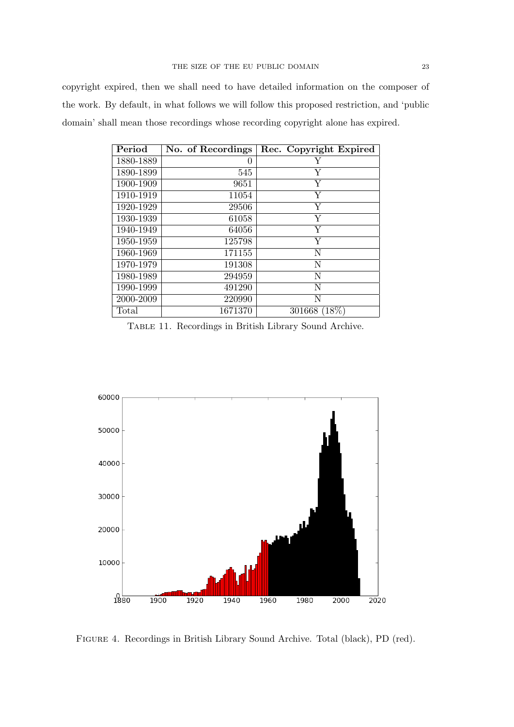copyright expired, then we shall need to have detailed information on the composer of the work. By default, in what follows we will follow this proposed restriction, and 'public domain' shall mean those recordings whose recording copyright alone has expired.

| Period | No. of Recordings | Rec. Copyright Expired |
|---|---|---|
| 1880-1889 | 0 | Y |
| 1890-1899 | 545 | Y |
| 1900-1909 | 9651 | Y |
| 1910-1919 | 11054 | Y |
| 1920-1929 | 29506 | Y |
| 1930-1939 | 61058 | Y |
| 1940-1949 | 64056 | Y |
| 1950-1959 | 125798 | Y |
| 1960-1969 | 171155 | N |
| 1970-1979 | 191308 | N |
| 1980-1989 | 294959 | N |
| 1990-1999 | 491290 | N |
| 2000-2009 | 220990 | N |
| Total | 1671370 | 301668 (18%) |

TABLE 11. Recordings in British Library Sound Archive.

FIGURE 4. Recordings in British Library Sound Archive. Total (black), PD (red).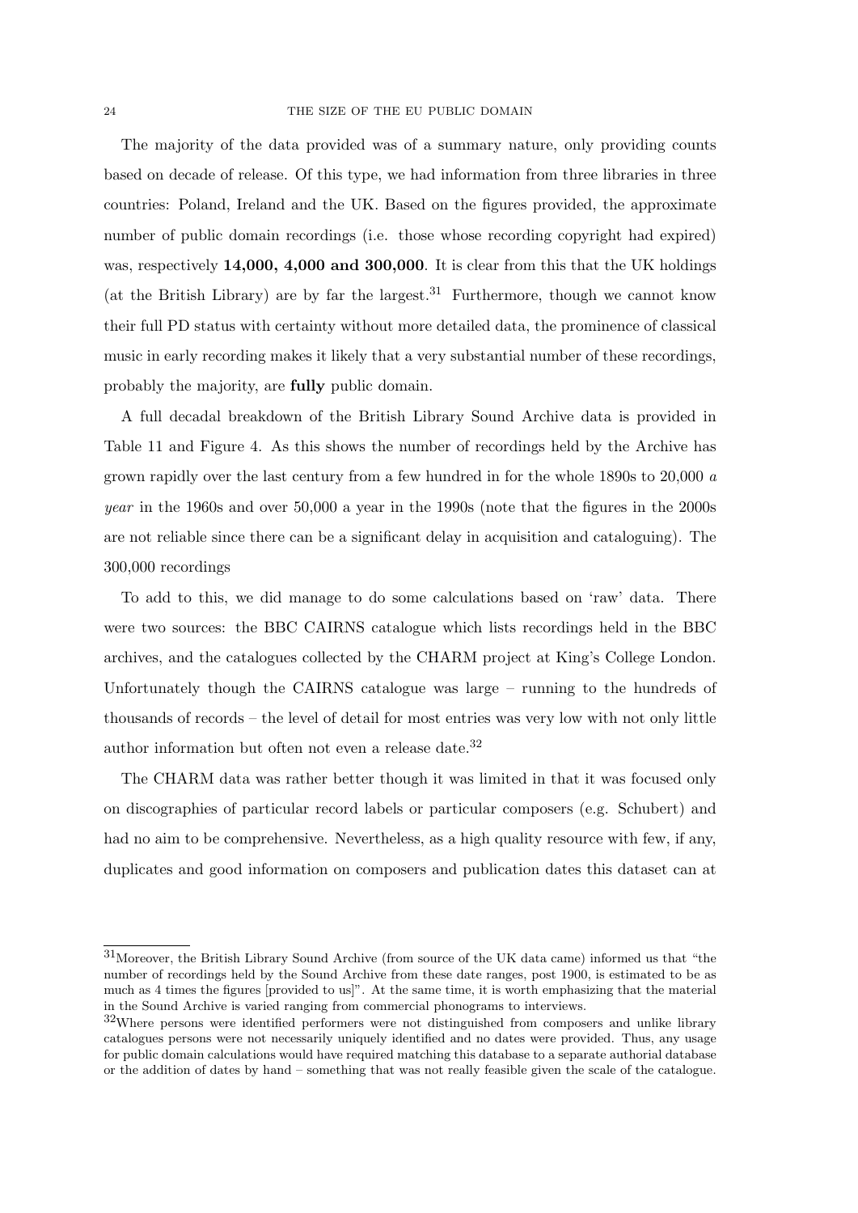The majority of the data provided was of a summary nature, only providing counts based on decade of release. Of this type, we had information from three libraries in three countries: Poland, Ireland and the UK. Based on the figures provided, the approximate number of public domain recordings (i.e. those whose recording copyright had expired) was, respectively **14,000, 4,000 and 300,000**. It is clear from this that the UK holdings (at the British Library) are by far the largest.[31] Furthermore, though we cannot know their full PD status with certainty without more detailed data, the prominence of classical music in early recording makes it likely that a very substantial number of these recordings, probably the majority, are **fully** public domain.

A full decadal breakdown of the British Library Sound Archive data is provided in Table 11 and Figure 4. As this shows the number of recordings held by the Archive has grown rapidly over the last century from a few hundred in for the whole 1890s to 20,000 *a year* in the 1960s and over 50,000 a year in the 1990s (note that the figures in the 2000s are not reliable since there can be a significant delay in acquisition and cataloguing). The 300,000 recordings

To add to this, we did manage to do some calculations based on 'raw' data. There were two sources: the BBC CAIRNS catalogue which lists recordings held in the BBC archives, and the catalogues collected by the CHARM project at King's College London. Unfortunately though the CAIRNS catalogue was large – running to the hundreds of thousands of records – the level of detail for most entries was very low with not only little author information but often not even a release date.[32]

The CHARM data was rather better though it was limited in that it was focused only on discographies of particular record labels or particular composers (e.g. Schubert) and had no aim to be comprehensive. Nevertheless, as a high quality resource with few, if any, duplicates and good information on composers and publication dates this dataset can at

---

[31] Moreover, the British Library Sound Archive (from source of the UK data came) informed us that "the number of recordings held by the Sound Archive from these date ranges, post 1900, is estimated to be as much as 4 times the figures [provided to us]". At the same time, it is worth emphasizing that the material in the Sound Archive is varied ranging from commercial phonograms to interviews.

[32] Where persons were identified performers were not distinguished from composers and unlike library catalogues persons were not necessarily uniquely identified and no dates were provided. Thus, any usage for public domain calculations would have required matching this database to a separate authorial database or the addition of dates by hand – something that was not really feasible given the scale of the catalogue.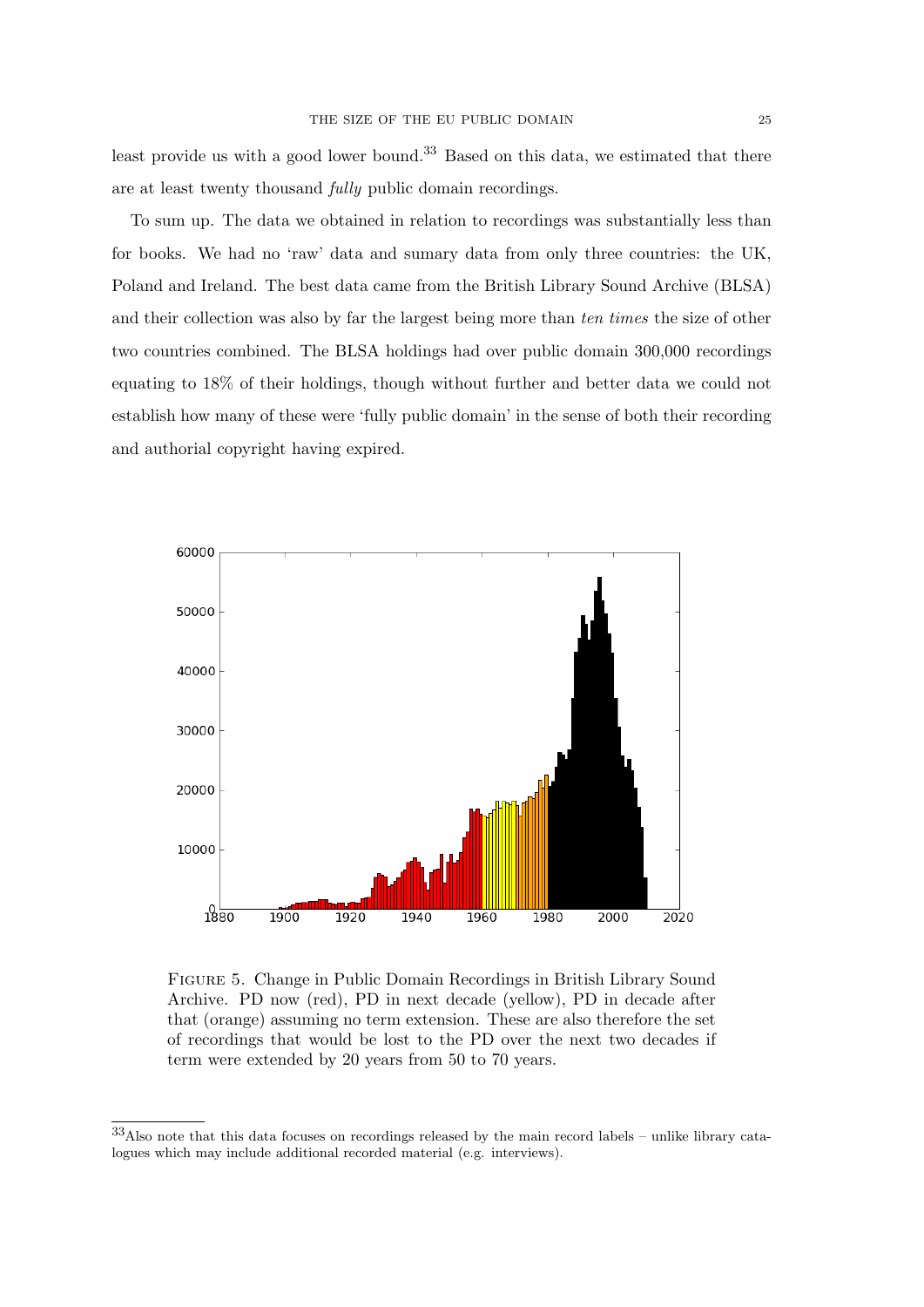least provide us with a good lower bound.[33] Based on this data, we estimated that there are at least twenty thousand *fully* public domain recordings.

To sum up. The data we obtained in relation to recordings was substantially less than for books. We had no 'raw' data and sumary data from only three countries: the UK, Poland and Ireland. The best data came from the British Library Sound Archive (BLSA) and their collection was also by far the largest being more than *ten times* the size of other two countries combined. The BLSA holdings had over public domain 300,000 recordings equating to 18% of their holdings, though without further and better data we could not establish how many of these were 'fully public domain' in the sense of both their recording and authorial copyright having expired.

Figure 5. Change in Public Domain Recordings in British Library Sound Archive. PD now (red), PD in next decade (yellow), PD in decade after that (orange) assuming no term extension. These are also therefore the set of recordings that would be lost to the PD over the next two decades if term were extended by 20 years from 50 to 70 years.

[33] Also note that this data focuses on recordings released by the main record labels – unlike library catalogues which may include additional recorded material (e.g. interviews).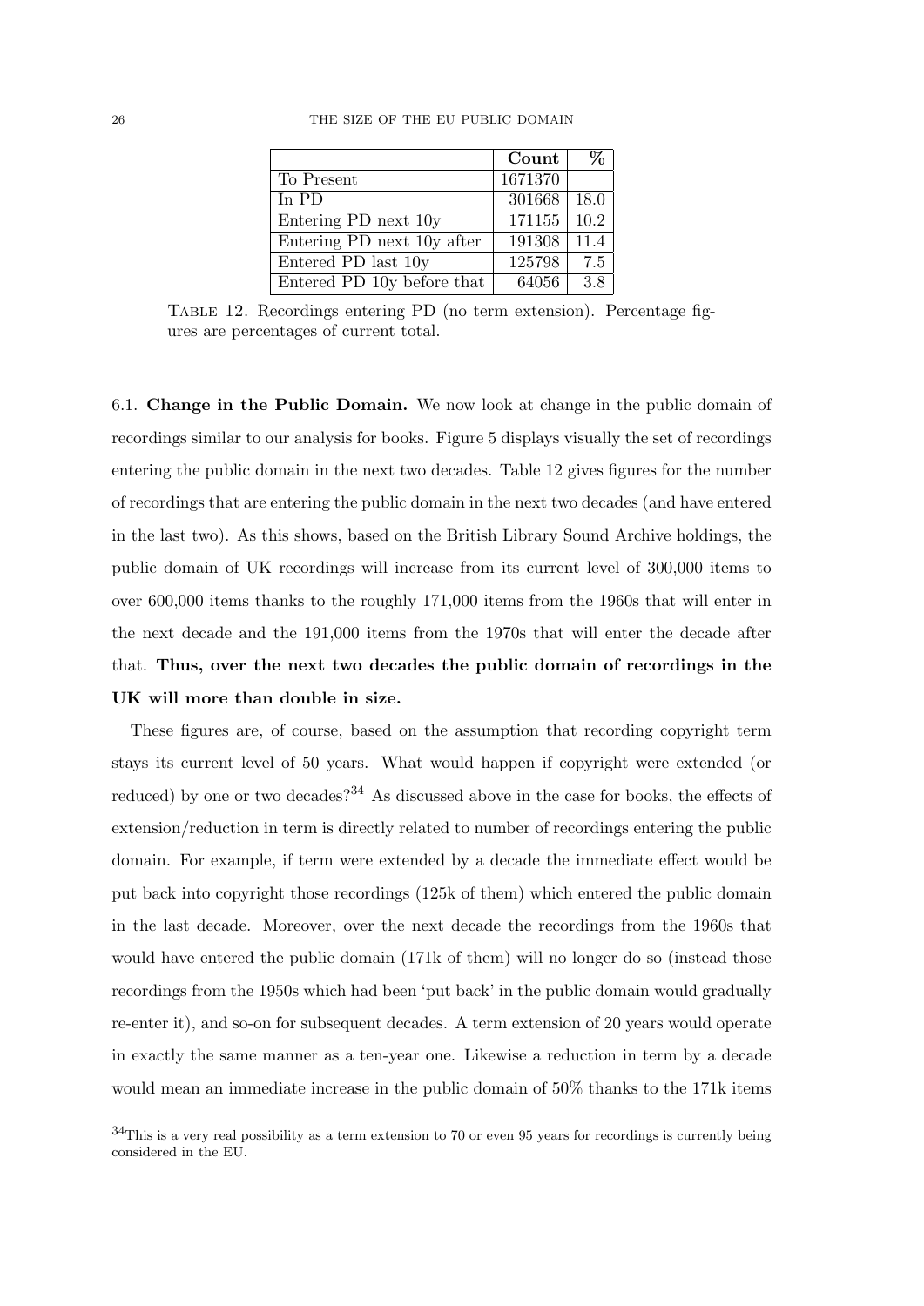| | Count | % |
|---|---|---|
| To Present | 1671370 | |
| In PD | 301668 | 18.0 |
| Entering PD next 10y | 171155 | 10.2 |
| Entering PD next 10y after | 191308 | 11.4 |
| Entered PD last 10y | 125798 | 7.5 |
| Entered PD 10y before that | 64056 | 3.8 |

TABLE 12. Recordings entering PD (no term extension). Percentage figures are percentages of current total.

6.1. **Change in the Public Domain.** We now look at change in the public domain of recordings similar to our analysis for books. Figure 5 displays visually the set of recordings entering the public domain in the next two decades. Table 12 gives figures for the number of recordings that are entering the public domain in the next two decades (and have entered in the last two). As this shows, based on the British Library Sound Archive holdings, the public domain of UK recordings will increase from its current level of 300,000 items to over 600,000 items thanks to the roughly 171,000 items from the 1960s that will enter in the next decade and the 191,000 items from the 1970s that will enter the decade after that. **Thus, over the next two decades the public domain of recordings in the UK will more than double in size.**

These figures are, of course, based on the assumption that recording copyright term stays its current level of 50 years. What would happen if copyright were extended (or reduced) by one or two decades?[34] As discussed above in the case for books, the effects of extension/reduction in term is directly related to number of recordings entering the public domain. For example, if term were extended by a decade the immediate effect would be put back into copyright those recordings (125k of them) which entered the public domain in the last decade. Moreover, over the next decade the recordings from the 1960s that would have entered the public domain (171k of them) will no longer do so (instead those recordings from the 1950s which had been 'put back' in the public domain would gradually re-enter it), and so-on for subsequent decades. A term extension of 20 years would operate in exactly the same manner as a ten-year one. Likewise a reduction in term by a decade would mean an immediate increase in the public domain of 50% thanks to the 171k items

[34]This is a very real possibility as a term extension to 70 or even 95 years for recordings is currently being considered in the EU.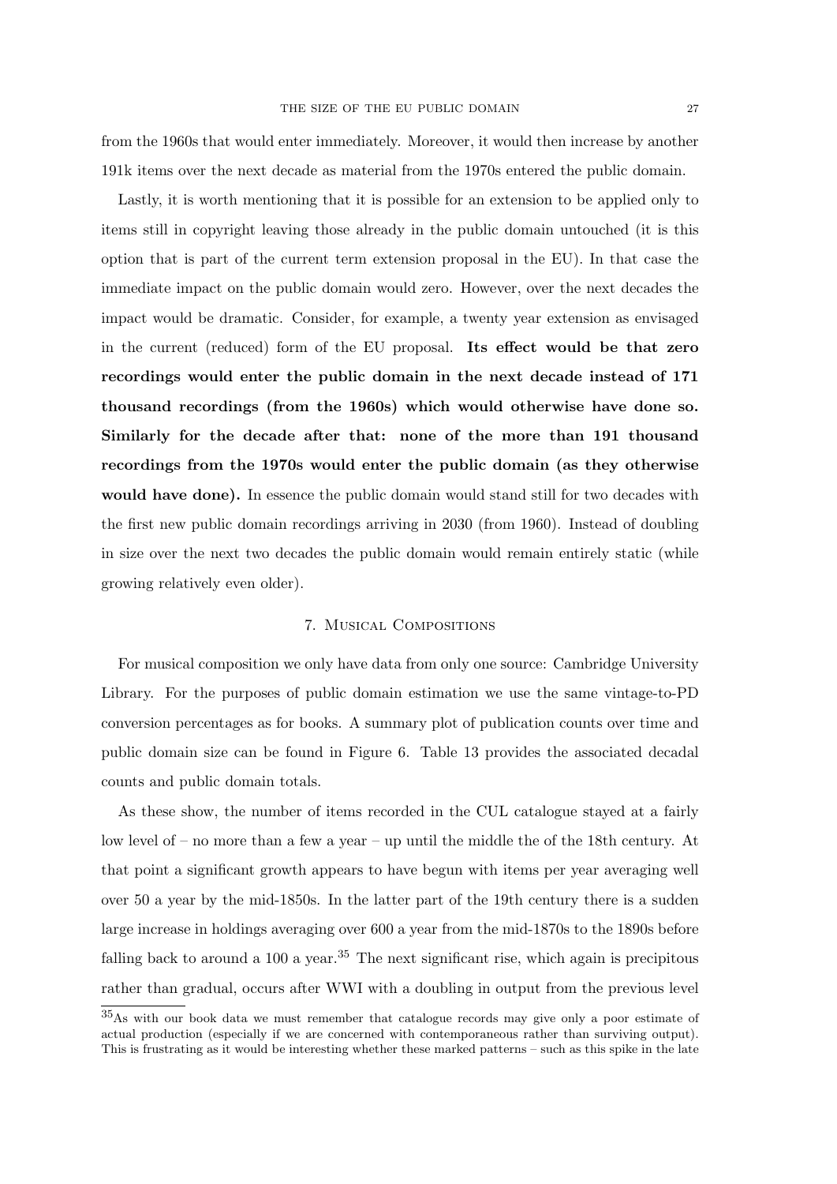from the 1960s that would enter immediately. Moreover, it would then increase by another 191k items over the next decade as material from the 1970s entered the public domain.

Lastly, it is worth mentioning that it is possible for an extension to be applied only to items still in copyright leaving those already in the public domain untouched (it is this option that is part of the current term extension proposal in the EU). In that case the immediate impact on the public domain would zero. However, over the next decades the impact would be dramatic. Consider, for example, a twenty year extension as envisaged in the current (reduced) form of the EU proposal. **Its effect would be that zero recordings would enter the public domain in the next decade instead of 171 thousand recordings (from the 1960s) which would otherwise have done so. Similarly for the decade after that: none of the more than 191 thousand recordings from the 1970s would enter the public domain (as they otherwise would have done).** In essence the public domain would stand still for two decades with the first new public domain recordings arriving in 2030 (from 1960). Instead of doubling in size over the next two decades the public domain would remain entirely static (while growing relatively even older).

## 7. Musical Compositions

For musical composition we only have data from only one source: Cambridge University Library. For the purposes of public domain estimation we use the same vintage-to-PD conversion percentages as for books. A summary plot of publication counts over time and public domain size can be found in Figure 6. Table 13 provides the associated decadal counts and public domain totals.

As these show, the number of items recorded in the CUL catalogue stayed at a fairly low level of – no more than a few a year – up until the middle the of the 18th century. At that point a significant growth appears to have begun with items per year averaging well over 50 a year by the mid-1850s. In the latter part of the 19th century there is a sudden large increase in holdings averaging over 600 a year from the mid-1870s to the 1890s before falling back to around a 100 a year.[35] The next significant rise, which again is precipitous rather than gradual, occurs after WWI with a doubling in output from the previous level

[35]As with our book data we must remember that catalogue records may give only a poor estimate of actual production (especially if we are concerned with contemporaneous rather than surviving output). This is frustrating as it would be interesting whether these marked patterns – such as this spike in the late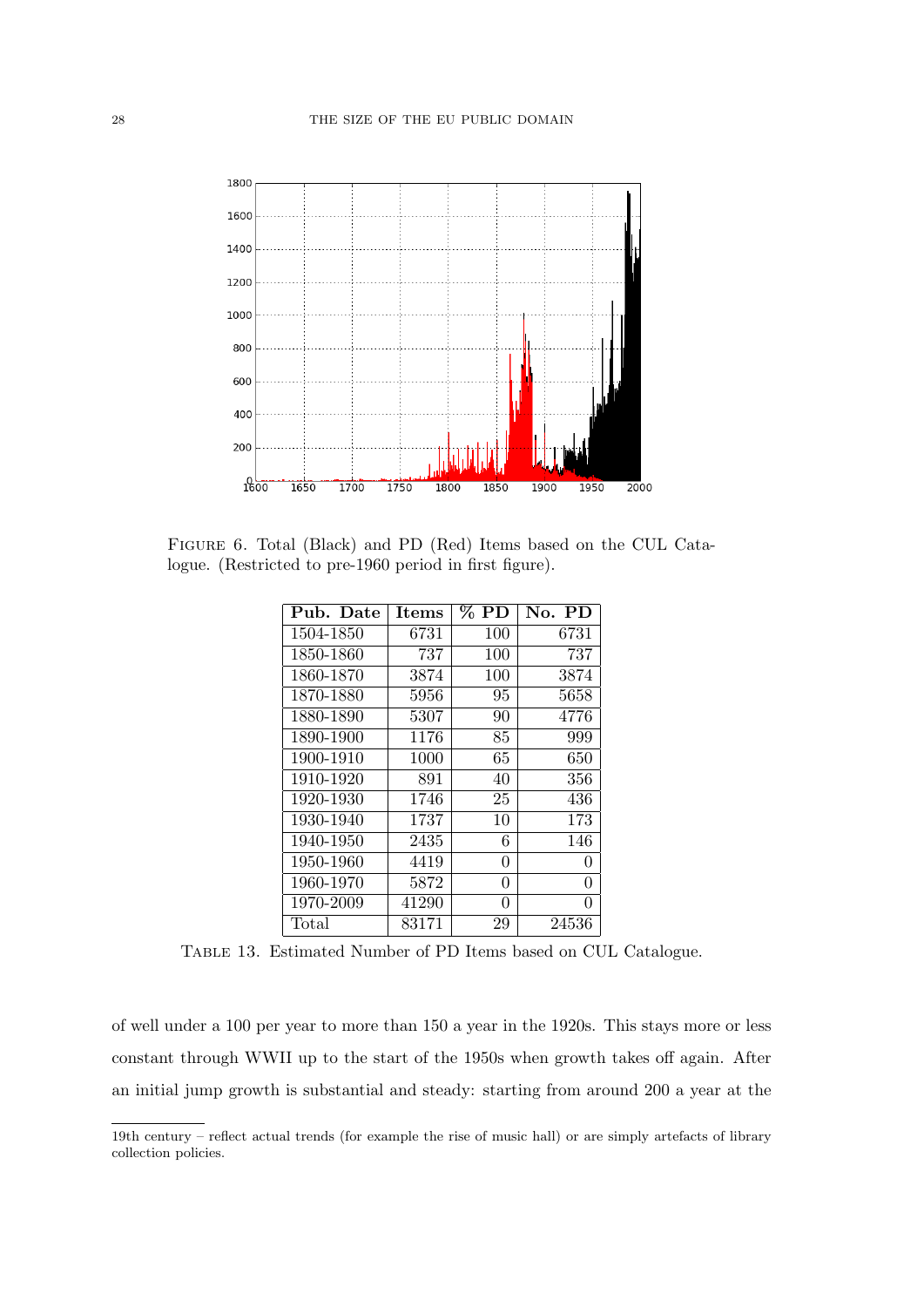FIGURE 6. Total (Black) and PD (Red) Items based on the CUL Catalogue. (Restricted to pre-1960 period in first figure).

| Pub. Date | Items | % PD | No. PD |
|---|---|---|---|
| 1504-1850 | 6731 | 100 | 6731 |
| 1850-1860 | 737 | 100 | 737 |
| 1860-1870 | 3874 | 100 | 3874 |
| 1870-1880 | 5956 | 95 | 5658 |
| 1880-1890 | 5307 | 90 | 4776 |
| 1890-1900 | 1176 | 85 | 999 |
| 1900-1910 | 1000 | 65 | 650 |
| 1910-1920 | 891 | 40 | 356 |
| 1920-1930 | 1746 | 25 | 436 |
| 1930-1940 | 1737 | 10 | 173 |
| 1940-1950 | 2435 | 6 | 146 |
| 1950-1960 | 4419 | 0 | 0 |
| 1960-1970 | 5872 | 0 | 0 |
| 1970-2009 | 41290 | 0 | 0 |
| Total | 83171 | 29 | 24536 |

TABLE 13. Estimated Number of PD Items based on CUL Catalogue.

of well under a 100 per year to more than 150 a year in the 1920s. This stays more or less constant through WWII up to the start of the 1950s when growth takes off again. After an initial jump growth is substantial and steady: starting from around 200 a year at the

19th century – reflect actual trends (for example the rise of music hall) or are simply artefacts of library collection policies.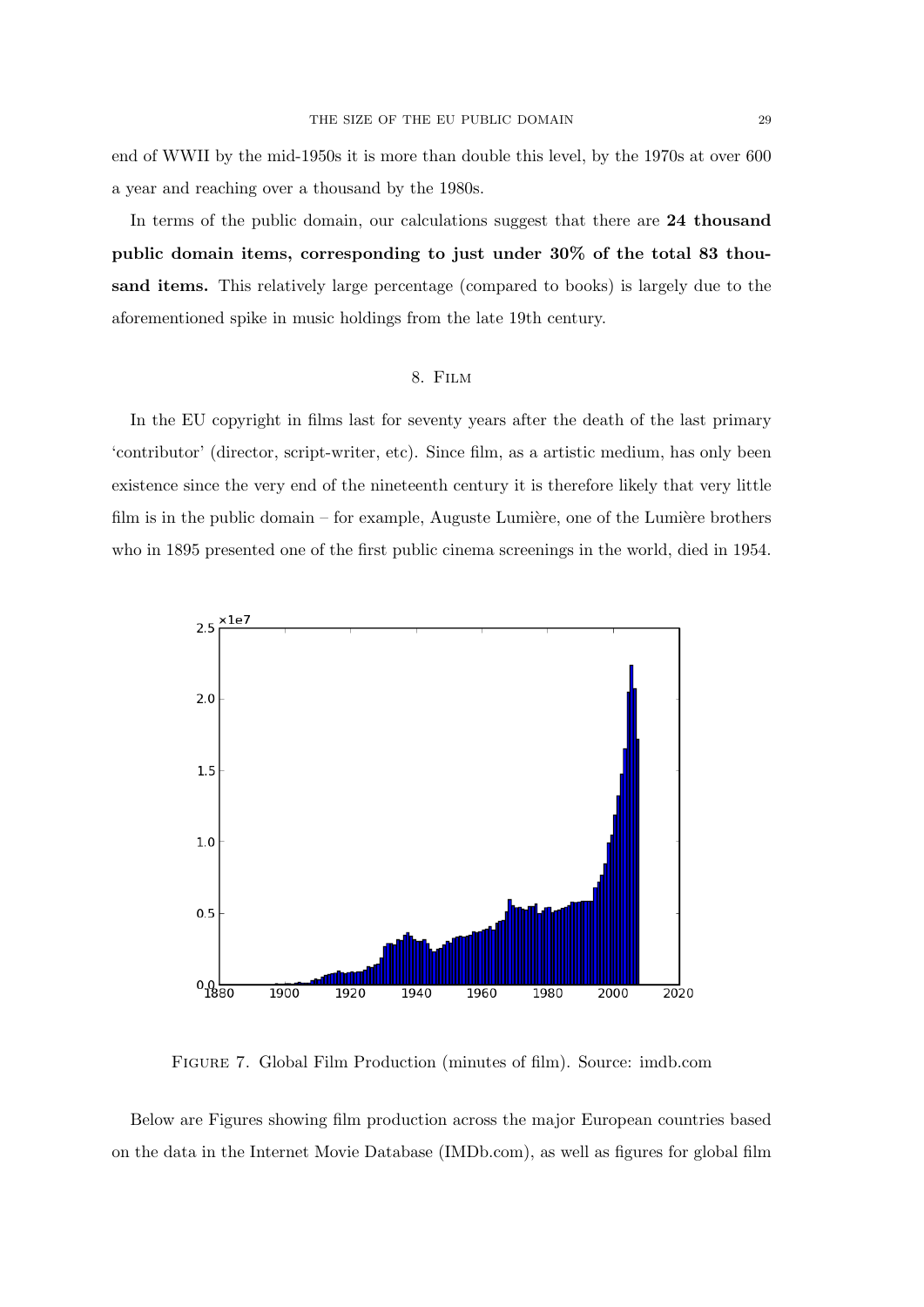end of WWII by the mid-1950s it is more than double this level, by the 1970s at over 600 a year and reaching over a thousand by the 1980s.

In terms of the public domain, our calculations suggest that there are **24 thousand public domain items, corresponding to just under 30% of the total 83 thousand items.** This relatively large percentage (compared to books) is largely due to the aforementioned spike in music holdings from the late 19th century.

## 8. Film

In the EU copyright in films last for seventy years after the death of the last primary 'contributor' (director, script-writer, etc). Since film, as a artistic medium, has only been existence since the very end of the nineteenth century it is therefore likely that very little film is in the public domain – for example, Auguste Lumière, one of the Lumière brothers who in 1895 presented one of the first public cinema screenings in the world, died in 1954.

Figure 7. Global Film Production (minutes of film). Source: imdb.com

Below are Figures showing film production across the major European countries based on the data in the Internet Movie Database (IMDb.com), as well as figures for global film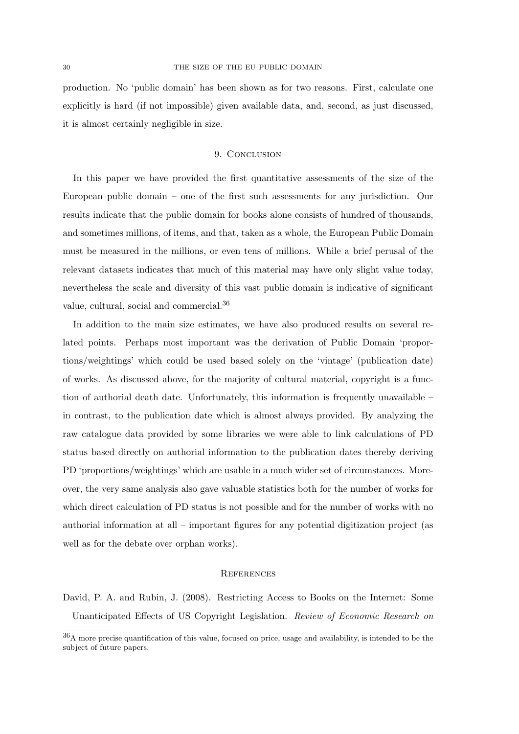production. No 'public domain' has been shown as for two reasons. First, calculate one explicitly is hard (if not impossible) given available data, and, second, as just discussed, it is almost certainly negligible in size.

## 9. Conclusion

In this paper we have provided the first quantitative assessments of the size of the European public domain – one of the first such assessments for any jurisdiction. Our results indicate that the public domain for books alone consists of hundred of thousands, and sometimes millions, of items, and that, taken as a whole, the European Public Domain must be measured in the millions, or even tens of millions. While a brief perusal of the relevant datasets indicates that much of this material may have only slight value today, nevertheless the scale and diversity of this vast public domain is indicative of significant value, cultural, social and commercial.[36]

In addition to the main size estimates, we have also produced results on several related points. Perhaps most important was the derivation of Public Domain 'proportions/weightings' which could be used based solely on the 'vintage' (publication date) of works. As discussed above, for the majority of cultural material, copyright is a function of authorial death date. Unfortunately, this information is frequently unavailable – in contrast, to the publication date which is almost always provided. By analyzing the raw catalogue data provided by some libraries we were able to link calculations of PD status based directly on authorial information to the publication dates thereby deriving PD 'proportions/weightings' which are usable in a much wider set of circumstances. Moreover, the very same analysis also gave valuable statistics both for the number of works for which direct calculation of PD status is not possible and for the number of works with no authorial information at all – important figures for any potential digitization project (as well as for the debate over orphan works).

## References

David, P. A. and Rubin, J. (2008). Restricting Access to Books on the Internet: Some Unanticipated Effects of US Copyright Legislation. *Review of Economic Research on*

[36] A more precise quantification of this value, focused on price, usage and availability, is intended to be the subject of future papers.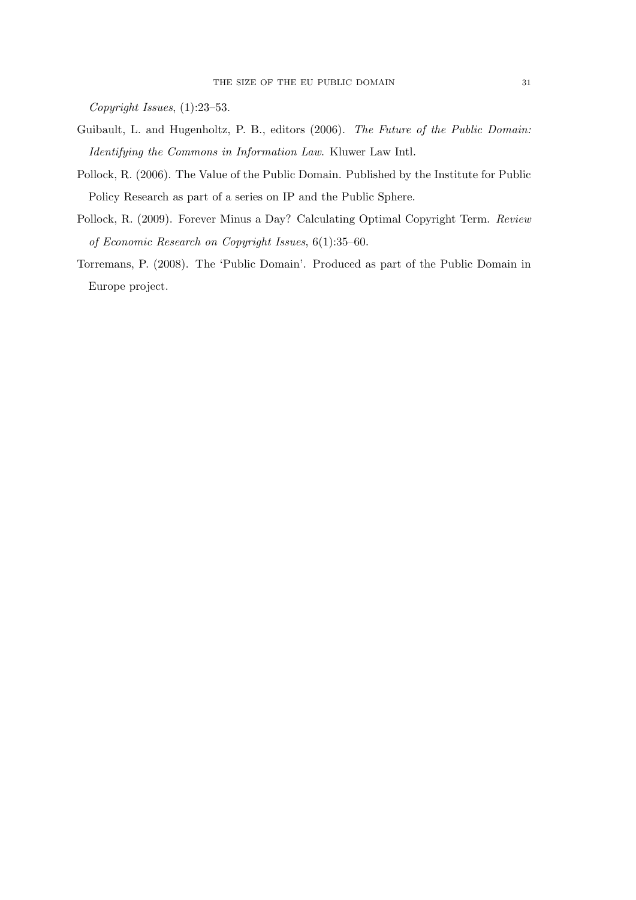*Copyright Issues*, (1):23–53.

Guibault, L. and Hugenholtz, P. B., editors (2006). *The Future of the Public Domain: Identifying the Commons in Information Law*. Kluwer Law Intl.

Pollock, R. (2006). The Value of the Public Domain. Published by the Institute for Public Policy Research as part of a series on IP and the Public Sphere.

Pollock, R. (2009). Forever Minus a Day? Calculating Optimal Copyright Term. *Review of Economic Research on Copyright Issues*, 6(1):35–60.

Torremans, P. (2008). The 'Public Domain'. Produced as part of the Public Domain in Europe project.